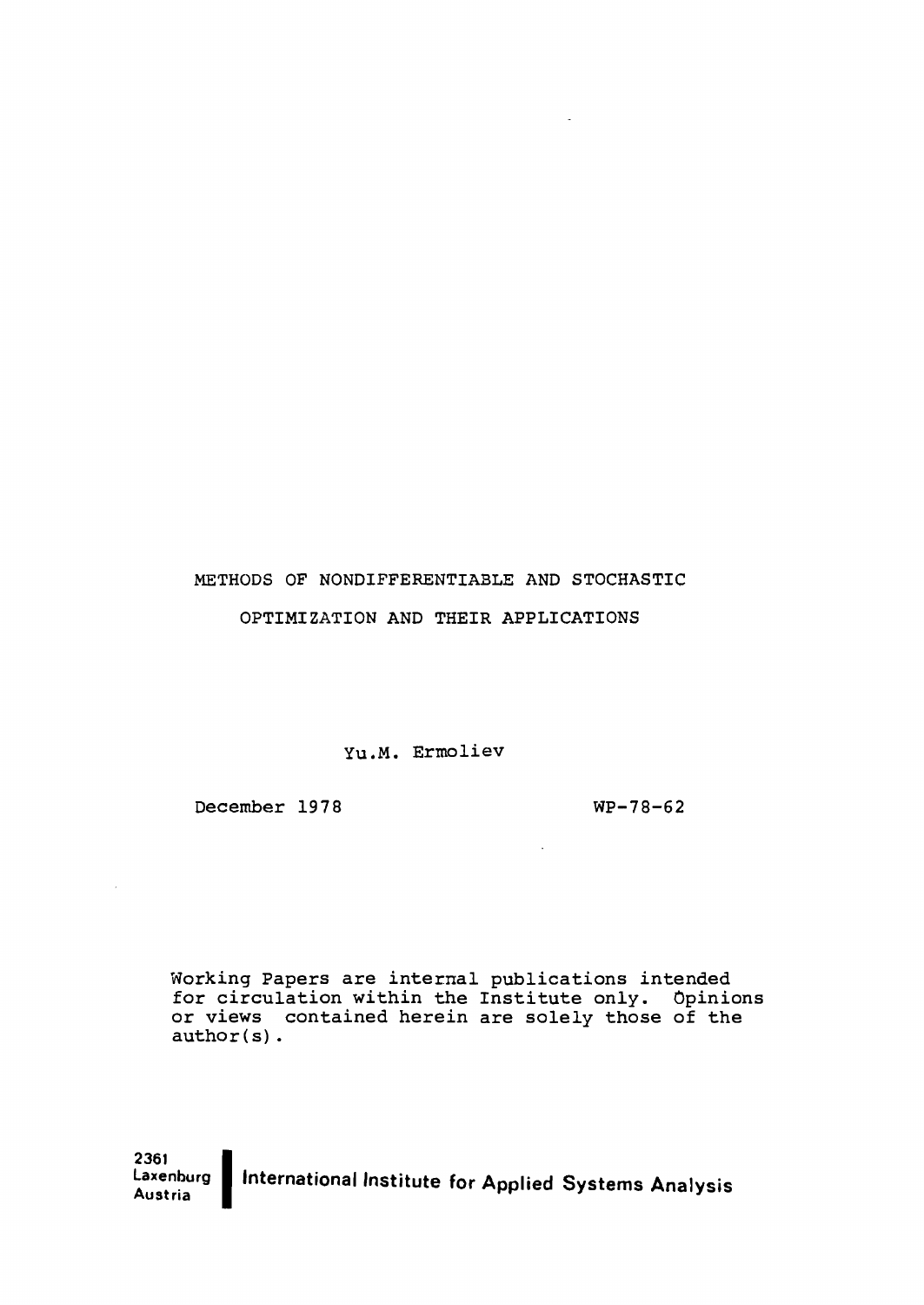# METHODS OF NONDIFFERENTIABLE AND STOCHASTIC OPTIMIZATION AND THEIR APPLICATIONS

Yu.M. Ermoliev

December 1978

WP-78-62

Working Papers are internal publications intended for circulation within the Institute only. Opinions or views contained herein are solely those of the author(s).

2361 Laxenburg Austria

International Institute for Applied Systems Analysis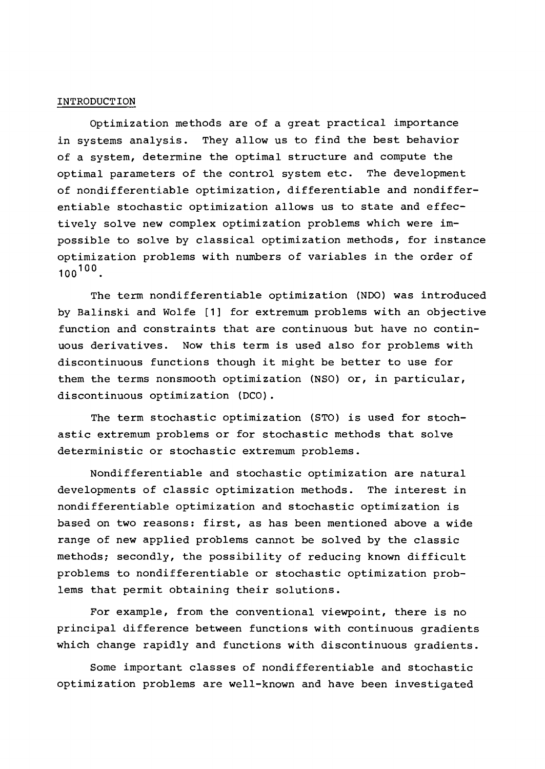# INTRODUCTION

Optimization methods are of a great practical importance in systems analysis. They allow us to find the best behavior of a system, determine the optimal structure and compute the optimal parameters of the control system etc. The development of nondifferentiable optimization, differentiable and nondifferentiable stochastic optimization allows us to state and effectively solve new complex optimization problems which were impossible to solve by classical optimization methods, for instance optimization problems with numbers of variables in the order of $100^{100}$.

The term nondifferentiable optimization (NDO) was introduced by Balinski and Wolfe [1] for extremum problems with an objective function and constraints that are continuous but have no continuous derivatives. Now this term is used also for problems with discontinuous functions though it might be better to use for them the terms nonsmooth optimization (NSO) or, in particular, discontinuous optimization (DCO).

The term stochastic optimization (STO) is used for stochastic extremum problems or for stochastic methods that solve deterministic or stochastic extremum problems.

Nondifferentiable and stochastic optimization are natural developments of classic optimization methods. The interest in nondifferentiable optimization and stochastic optimization is based on two reasons: first, as has been mentioned above a wide range of new applied problems cannot be solved by the classic methods; secondly, the possibility of reducing known difficult problems to nondifferentiable or stochastic optimization problems that permit obtaining their solutions.

For example, from the conventional viewpoint, there is no principal difference between functions with continuous gradients which change rapidly and functions with discontinuous gradients.

Some important classes of nondifferentiable and stochastic optimization problems are well-known and have been investigated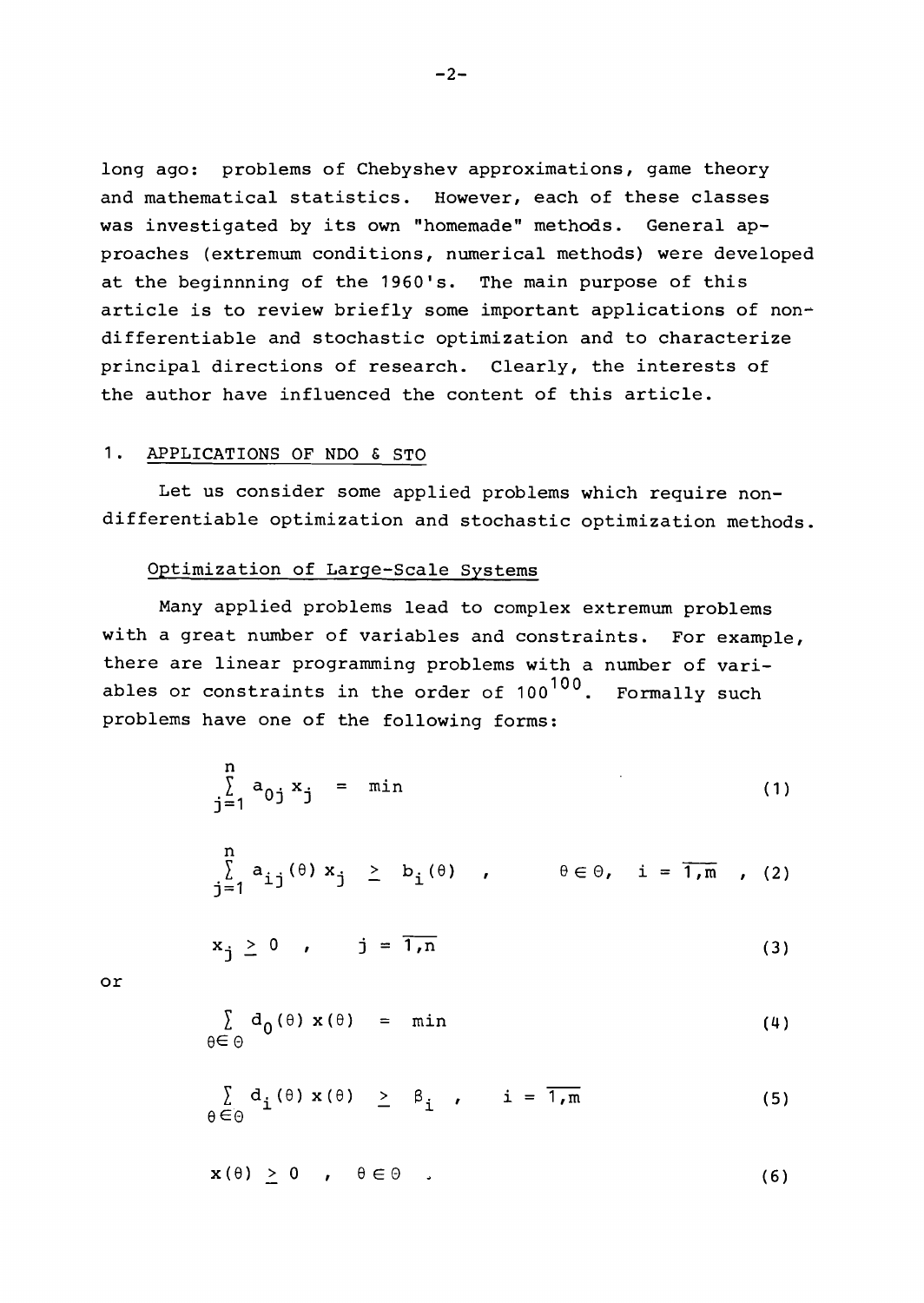long ago: problems of Chebyshev approximations, game theory and mathematical statistics. However, each of these classes was investigated by its own "homemade" methods. General approaches (extremum conditions, numerical methods) were developed at the beginnning of the 1960's. The main purpose of this article is to review briefly some important applications of nondifferentiable and stochastic optimization and to characterize principal directions of research. Clearly, the interests of the author have influenced the content of this article.

## 1. APPLICATIONS OF NDO & STO

Let us consider some applied problems which require nondifferentiable optimization and stochastic optimization methods.

### Optimization of Large-Scale Systems

Many applied problems lead to complex extremum problems with a great number of variables and constraints. For example, there are linear programming problems with a number of variables or constraints in the order of $100^{100}$. Formally such problems have one of the following forms:

$$\sum_{j=1}^{n} a_{0j} x_j = \min \tag{1}$$

$$\sum_{j=1}^{n} a_{ij}(\theta) x_j \geq b_i(\theta) \quad , \qquad \theta \in \Theta, \quad i = \overline{1,m} \tag{2}$$

$$x_j \geq 0 \quad , \quad j = \overline{1,n} \tag{3}$$

or

$$\sum_{\theta \in \Theta} d_0(\theta) \, x(\theta) = \min \tag{4}$$

$$\sum_{\theta \in \Theta} d_i(\theta) \, x(\theta) \geq \beta_i \quad , \quad i = \overline{1,m} \tag{5}$$

$$x(\theta) \geq 0 \quad , \quad \theta \in \Theta \; . \tag{6}$$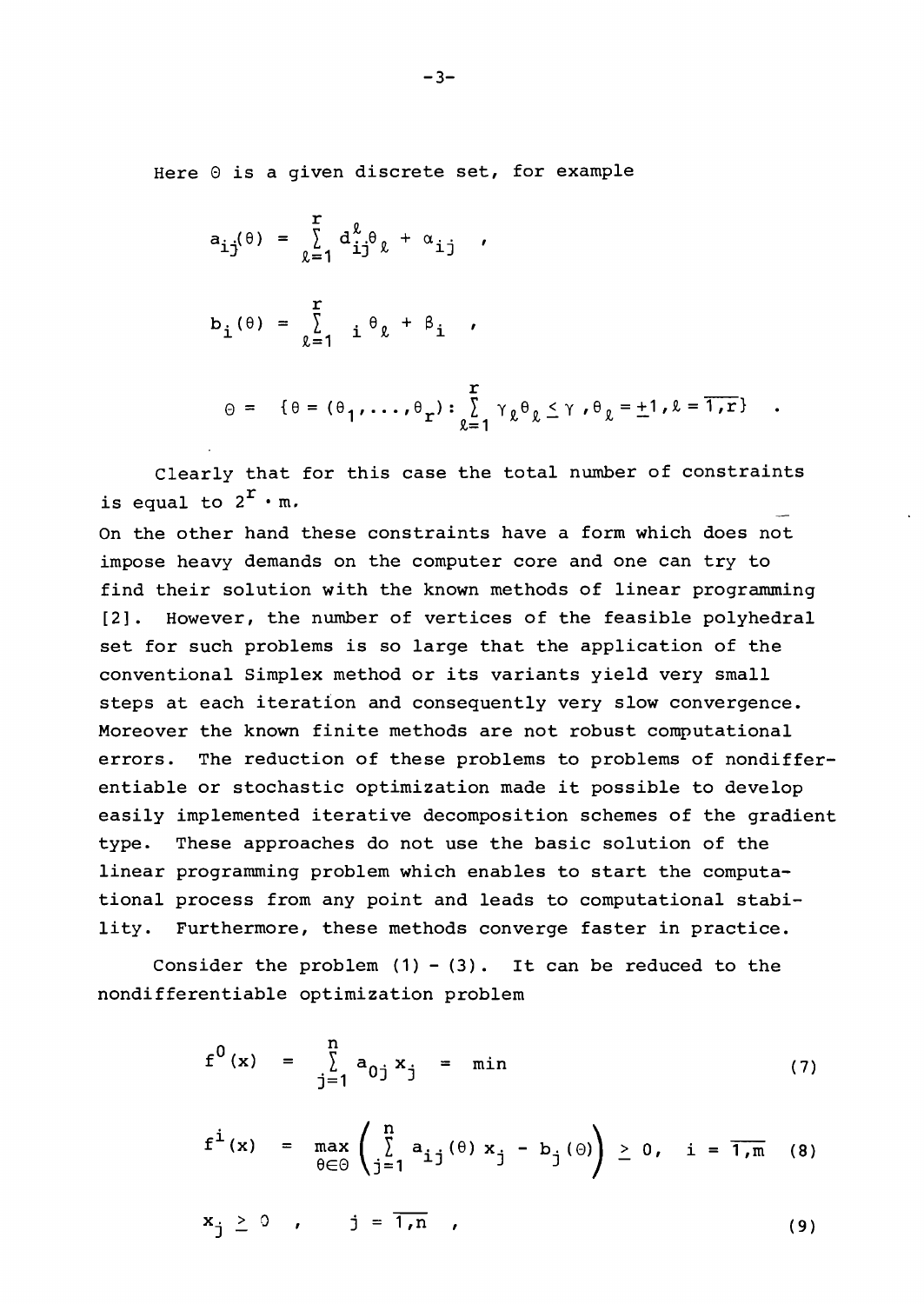Here $\Theta$ is a given discrete set, for example

$$a_{ij}(\theta) = \sum_{\ell=1}^{r} d_{ij}^{\ell}\theta_{\ell} + \alpha_{ij} \quad ,$$

$$b_i(\theta) = \sum_{\ell=1}^{r} \; _i\theta_{\ell} + \beta_i \quad ,$$

$$\Theta = \{\theta = (\theta_1,\ldots,\theta_r) : \sum_{\ell=1}^{r} \gamma_{\ell}\theta_{\ell} \leq \gamma \, , \theta_{\ell} = \pm 1 \, , \ell = \overline{1,r}\} \quad .$$

Clearly that for this case the total number of constraints is equal to $2^r \cdot m$.

On the other hand these constraints have a form which does not impose heavy demands on the computer core and one can try to find their solution with the known methods of linear programming [2]. However, the number of vertices of the feasible polyhedral set for such problems is so large that the application of the conventional Simplex method or its variants yield very small steps at each iteration and consequently very slow convergence. Moreover the known finite methods are not robust computational errors. The reduction of these problems to problems of nondifferentiable or stochastic optimization made it possible to develop easily implemented iterative decomposition schemes of the gradient type. These approaches do not use the basic solution of the linear programming problem which enables to start the computational process from any point and leads to computational stability. Furthermore, these methods converge faster in practice.

Consider the problem (1) - (3). It can be reduced to the nondifferentiable optimization problem

$$f^0(x) = \sum_{j=1}^{n} a_{0j}x_j = \min \tag{7}$$

$$f^i(x) = \max_{\theta\in\Theta}\left(\sum_{j=1}^{n} a_{ij}(\theta)\,x_j - b_j(\theta)\right) \geq 0, \quad i = \overline{1,m} \tag{8}$$

$$x_j \geq 0 \quad , \qquad j = \overline{1,n} \quad , \tag{9}$$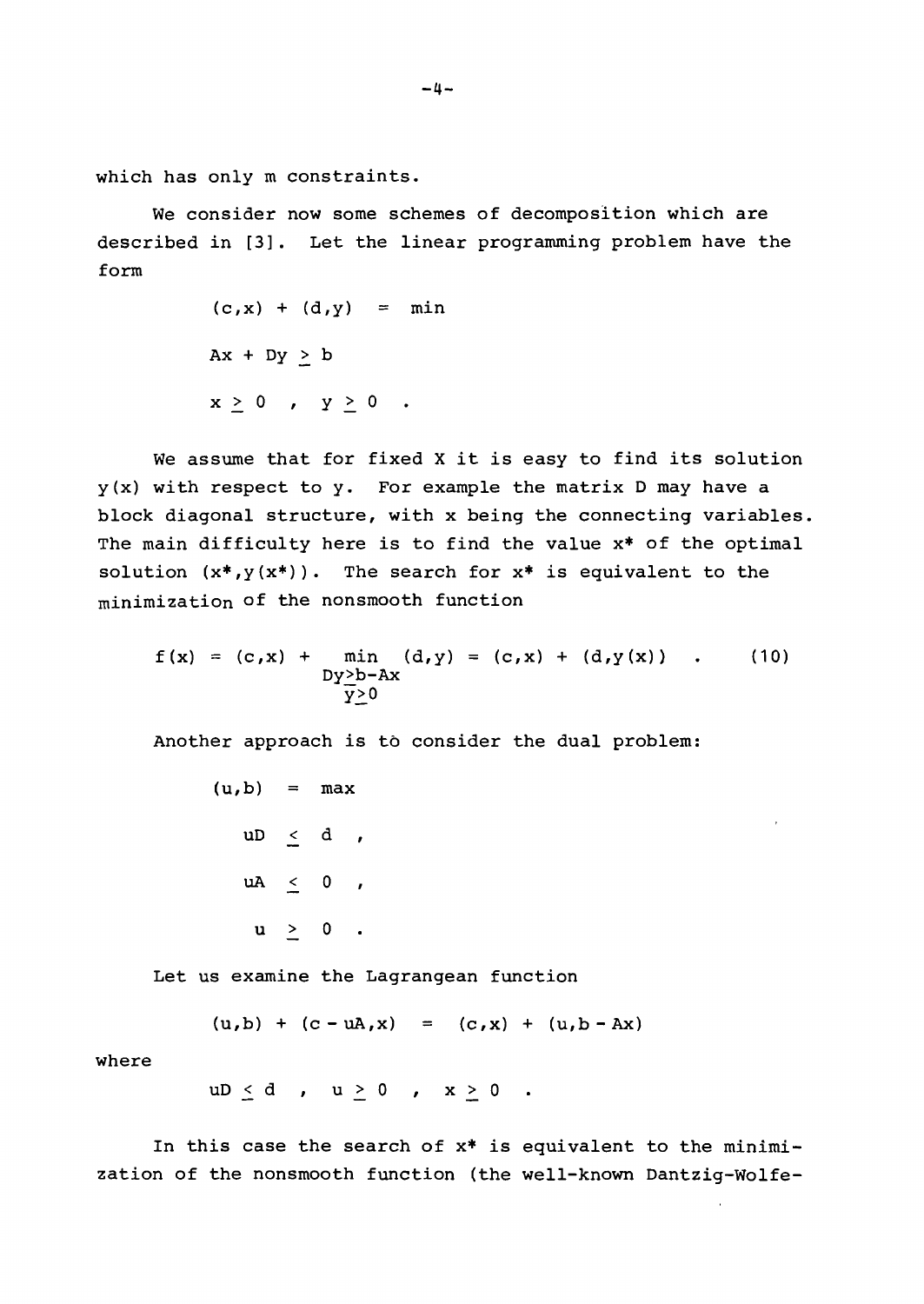which has only m constraints.

We consider now some schemes of decomposition which are described in [3]. Let the linear programming problem have the form

$$(c,x) + (d,y) = \min$$

$$Ax + Dy \geq b$$

$$x \geq 0 \quad , \quad y \geq 0 \quad .$$

We assume that for fixed X it is easy to find its solution $y(x)$ with respect to y. For example the matrix D may have a block diagonal structure, with x being the connecting variables. The main difficulty here is to find the value $x^*$ of the optimal solution $(x^*, y(x^*))$. The search for $x^*$ is equivalent to the minimization of the nonsmooth function

$$f(x) = (c,x) + \min_{\substack{Dy \geq b-Ax \\ y \geq 0}} (d,y) = (c,x) + (d,y(x)) \quad . \tag{10}$$

Another approach is to consider the dual problem:

$$(u,b) = \max$$

$$uD \leq d \quad ,$$

$$uA \leq 0 \quad ,$$

$$u \geq 0 \quad .$$

Let us examine the Lagrangean function

$$(u,b) + (c - uA, x) = (c,x) + (u, b - Ax)$$

where

$$uD \leq d \quad , \quad u \geq 0 \quad , \quad x \geq 0 \quad .$$

In this case the search of $x^*$ is equivalent to the minimization of the nonsmooth function (the well-known Dantzig-Wolfe-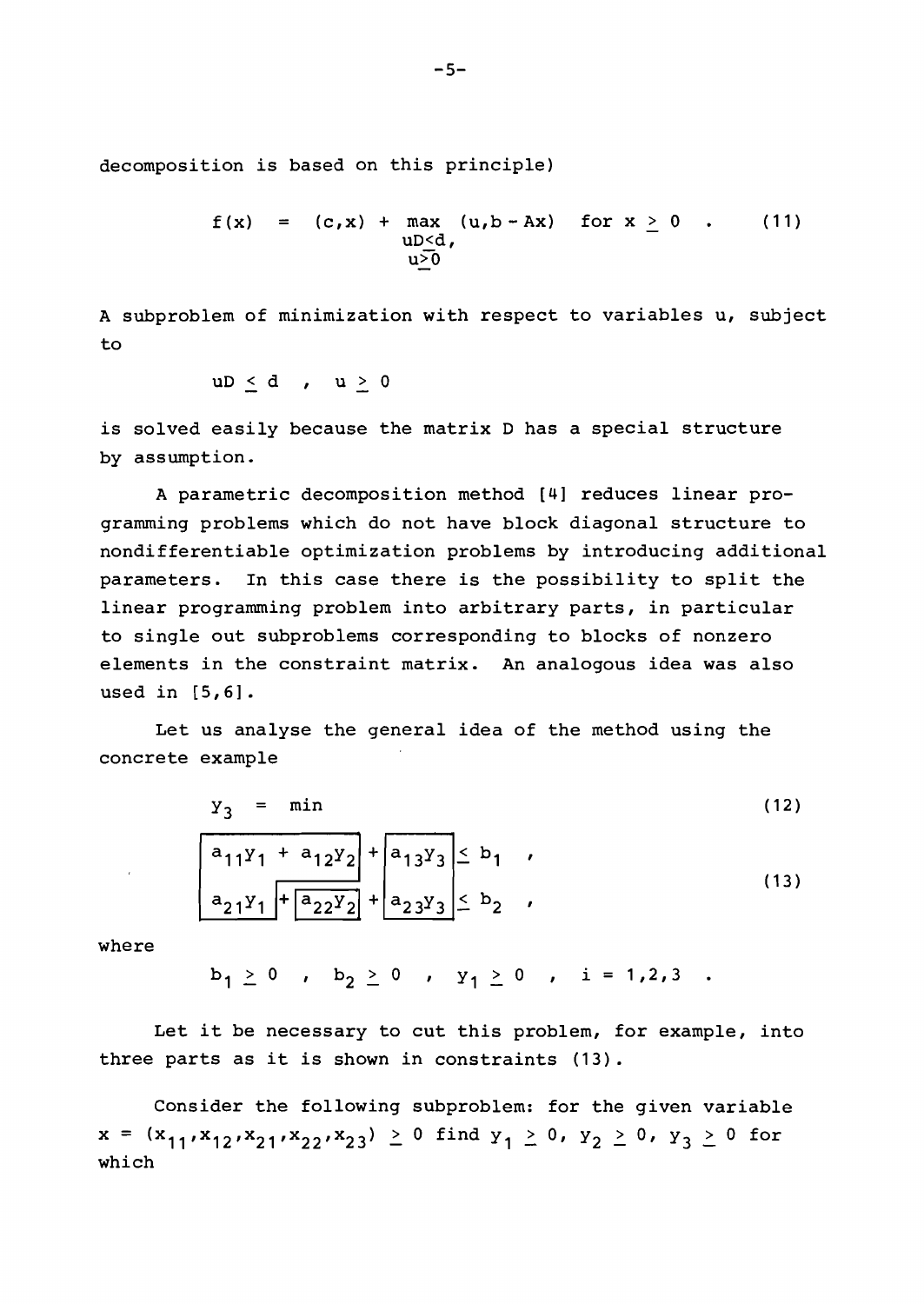decomposition is based on this principle)

$$f(x) = (c,x) + \max_{\substack{uD \leq d, \\ u \geq 0}} (u, b - Ax) \quad \text{for } x \geq 0 \quad . \tag{11}$$

A subproblem of minimization with respect to variables u, subject to

$$uD \leq d \quad , \quad u \geq 0$$

is solved easily because the matrix D has a special structure by assumption.

A parametric decomposition method [4] reduces linear programming problems which do not have block diagonal structure to nondifferentiable optimization problems by introducing additional parameters. In this case there is the possibility to split the linear programming problem into arbitrary parts, in particular to single out subproblems corresponding to blocks of nonzero elements in the constraint matrix. An analogous idea was also used in [5,6].

Let us analyse the general idea of the method using the concrete example

$$y_3 = \min \tag{12}$$

$$\begin{array}{l} \boxed{a_{11}y_1 + a_{12}y_2} + \boxed{a_{13}y_3} \leq b_1 \quad , \\ \boxed{a_{21}y_1} + \boxed{a_{22}y_2} + \boxed{a_{23}y_3} \leq b_2 \quad , \end{array} \tag{13}$$

where

$$b_1 \geq 0 \quad , \quad b_2 \geq 0 \quad , \quad y_i \geq 0 \quad , \quad i = 1,2,3 \quad .$$

Let it be necessary to cut this problem, for example, into three parts as it is shown in constraints (13).

Consider the following subproblem: for the given variable $x = (x_{11}, x_{12}, x_{21}, x_{22}, x_{23}) \geq 0$ find $y_1 \geq 0$, $y_2 \geq 0$, $y_3 \geq 0$ for which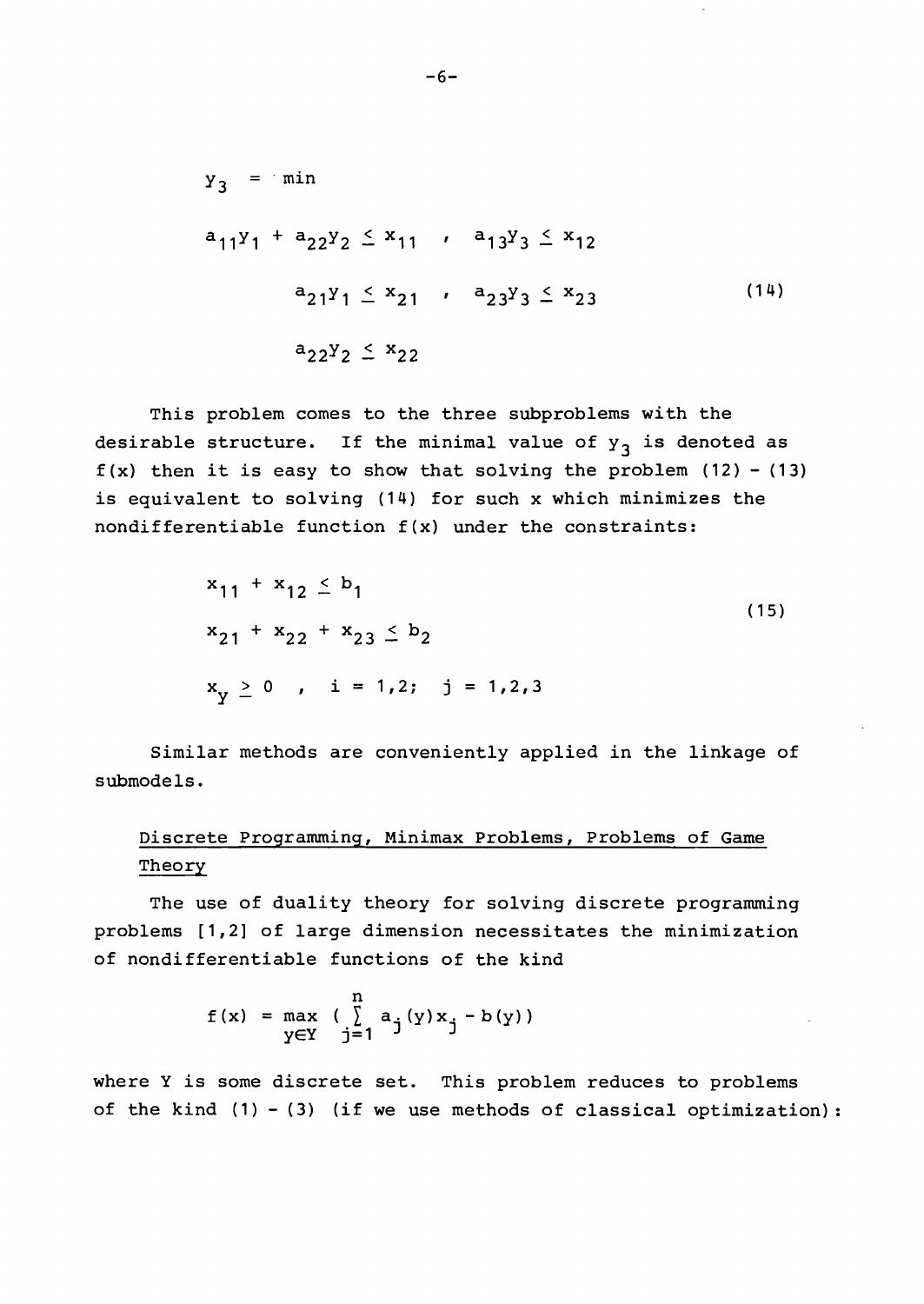$$
\begin{aligned}
& y_3 = \min \\
& a_{11}y_1 + a_{22}y_2 \leq x_{11} \quad , \quad a_{13}y_3 \leq x_{12} \\
& \qquad a_{21}y_1 \leq x_{21} \quad , \quad a_{23}y_3 \leq x_{23} \\
& \qquad a_{22}y_2 \leq x_{22}
\end{aligned} \tag{14}
$$

This problem comes to the three subproblems with the desirable structure. If the minimal value of $y_3$ is denoted as $f(x)$ then it is easy to show that solving the problem (12) - (13) is equivalent to solving (14) for such x which minimizes the nondifferentiable function $f(x)$ under the constraints:

$$
\begin{aligned}
& x_{11} + x_{12} \leq b_1 \\
& x_{21} + x_{22} + x_{23} \leq b_2 \\
& x_y \geq 0 \quad , \quad i = 1,2; \quad j = 1,2,3
\end{aligned} \tag{15}
$$

Similar methods are conveniently applied in the linkage of submodels.

## Discrete Programming, Minimax Problems, Problems of Game Theory

The use of duality theory for solving discrete programming problems [1,2] of large dimension necessitates the minimization of nondifferentiable functions of the kind

$$
f(x) = \max_{y \in Y} \left( \sum_{j=1}^{n} a_j(y) x_j - b(y) \right)
$$

where Y is some discrete set. This problem reduces to problems of the kind (1) - (3) (if we use methods of classical optimization):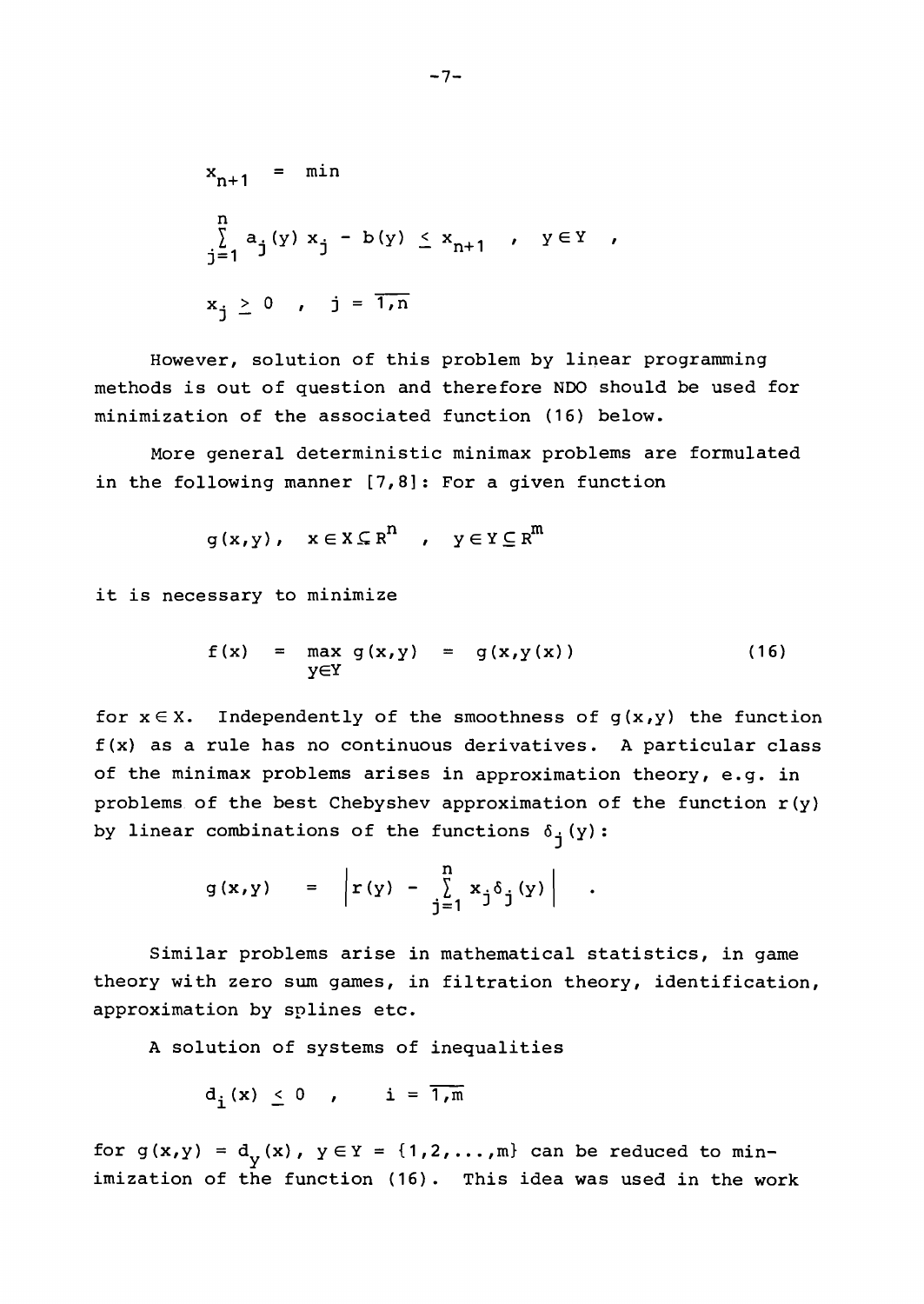$$x_{n+1} = \min$$

$$\sum_{j=1}^{n} a_j(y)\, x_j - b(y) \leq x_{n+1} \quad , \quad y \in Y \quad ,$$

$$x_j \geq 0 \quad , \quad j = \overline{1,n}$$

However, solution of this problem by linear programming methods is out of question and therefore NDO should be used for minimization of the associated function (16) below.

More general deterministic minimax problems are formulated in the following manner [7,8]: For a given function

$$g(x,y), \quad x \in X \subseteq R^n \quad , \quad y \in Y \subseteq R^m$$

it is necessary to minimize

$$f(x) = \max_{y \in Y} g(x,y) = g(x,y(x)) \tag{16}$$

for $x \in X$. Independently of the smoothness of $g(x,y)$ the function $f(x)$ as a rule has no continuous derivatives. A particular class of the minimax problems arises in approximation theory, e.g. in problems of the best Chebyshev approximation of the function $r(y)$ by linear combinations of the functions $\delta_j(y)$:

$$g(x,y) = \left| r(y) - \sum_{j=1}^{n} x_j \delta_j(y) \right| \quad .$$

Similar problems arise in mathematical statistics, in game theory with zero sum games, in filtration theory, identification, approximation by splines etc.

A solution of systems of inequalities

$$d_i(x) \leq 0 \quad , \quad i = \overline{1,m}$$

for $g(x,y) = d_y(x)$, $y \in Y = \{1,2,\ldots,m\}$ can be reduced to minimization of the function (16). This idea was used in the work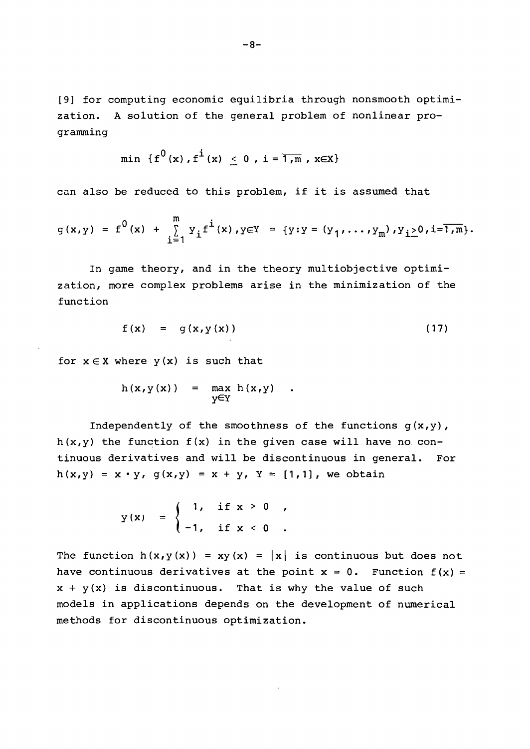[9] for computing economic equilibria through nonsmooth optimization. A solution of the general problem of nonlinear programming

$$\min \{f^0(x), f^i(x) \leq 0, i = \overline{1,m}, x \in X\}$$

can also be reduced to this problem, if it is assumed that

$$g(x,y) = f^0(x) + \sum_{i=1}^{m} y_i f^i(x), y \in Y = \{y : y = (y_1, \ldots, y_m), y_i \geq 0, i = \overline{1,m}\}.$$

In game theory, and in the theory multiobjective optimization, more complex problems arise in the minimization of the function

$$f(x) = g(x, y(x)) \tag{17}$$

for $x \in X$ where $y(x)$ is such that

$$h(x, y(x)) = \max_{y \in Y} h(x,y) \quad .$$

Independently of the smoothness of the functions $g(x,y)$, $h(x,y)$ the function $f(x)$ in the given case will have no continuous derivatives and will be discontinuous in general. For $h(x,y) = x \cdot y$, $g(x,y) = x + y$, $Y = [1,1]$, we obtain

$$y(x) = \begin{cases} 1, & \text{if } x > 0 \quad , \\ -1, & \text{if } x < 0 \quad . \end{cases}$$

The function $h(x,y(x)) = xy(x) = |x|$ is continuous but does not have continuous derivatives at the point $x = 0$. Function $f(x) = x + y(x)$ is discontinuous. That is why the value of such models in applications depends on the development of numerical methods for discontinuous optimization.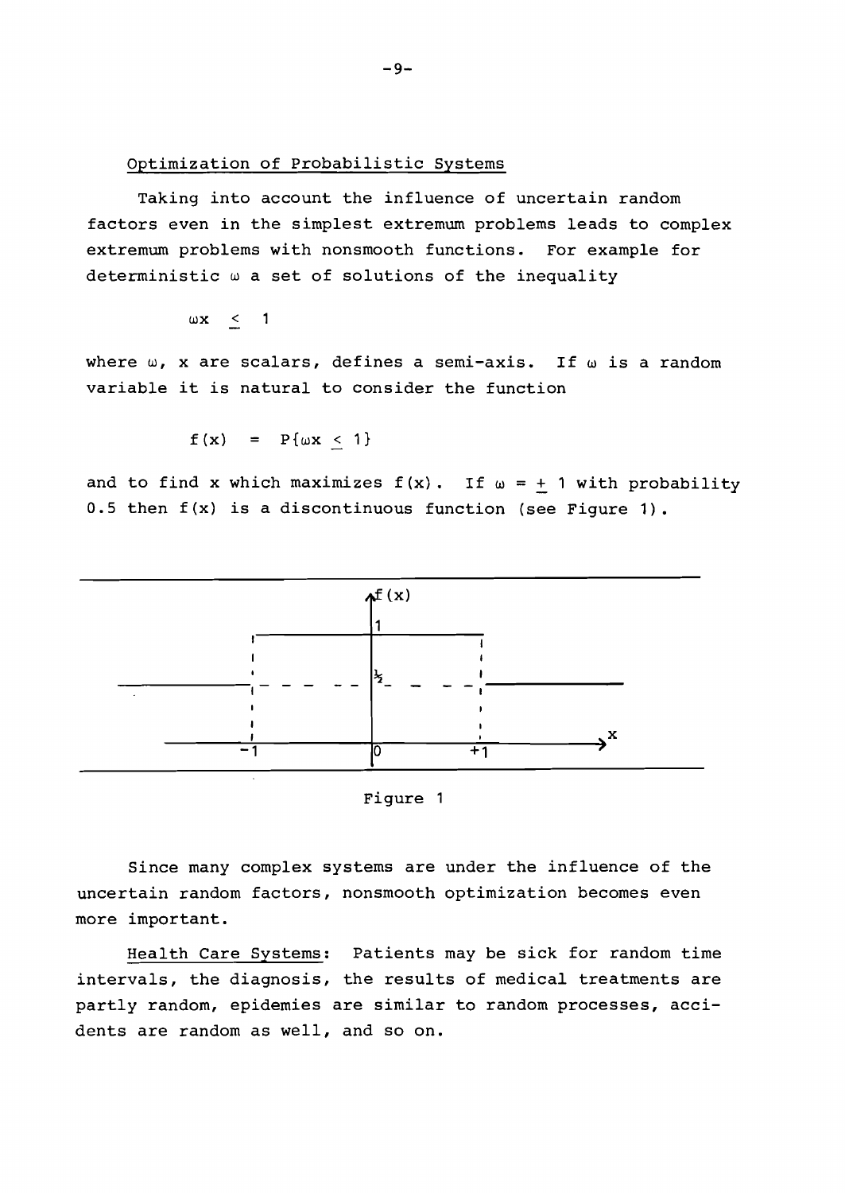Optimization of Probabilistic Systems

Taking into account the influence of uncertain random factors even in the simplest extremum problems leads to complex extremum problems with nonsmooth functions. For example for deterministic $\omega$ a set of solutions of the inequality

$$\omega x \leq 1$$

where $\omega$, $x$ are scalars, defines a semi-axis. If $\omega$ is a random variable it is natural to consider the function

$$f(x) = P\{\omega x \leq 1\}$$

and to find $x$ which maximizes $f(x)$. If $\omega = \pm 1$ with probability 0.5 then $f(x)$ is a discontinuous function (see Figure 1).

Figure 1

Since many complex systems are under the influence of the uncertain random factors, nonsmooth optimization becomes even more important.

Health Care Systems: Patients may be sick for random time intervals, the diagnosis, the results of medical treatments are partly random, epidemies are similar to random processes, accidents are random as well, and so on.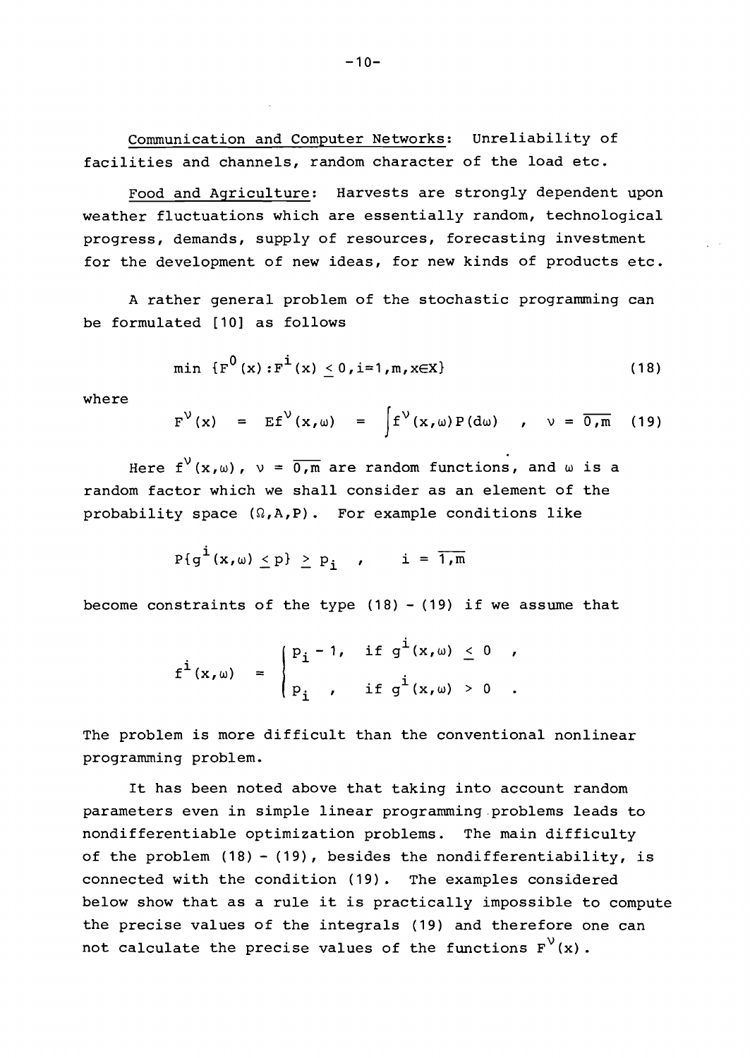Communication and Computer Networks: Unreliability of facilities and channels, random character of the load etc.

Food and Agriculture: Harvests are strongly dependent upon weather fluctuations which are essentially random, technological progress, demands, supply of resources, forecasting investment for the development of new ideas, for new kinds of products etc.

A rather general problem of the stochastic programming can be formulated [10] as follows

$$\min \{F^0(x) : F^i(x) \leq 0, i=1,m, x \in X\} \tag{18}$$

where

$$F^\nu(x) = Ef^\nu(x,\omega) = \int f^\nu(x,\omega) P(d\omega) \quad , \quad \nu = \overline{0,m} \tag{19}$$

Here $f^\nu(x,\omega)$, $\nu = \overline{0,m}$ are random functions, and $\omega$ is a random factor which we shall consider as an element of the probability space $(\Omega, A, P)$. For example conditions like

$$P\{g^i(x,\omega) \leq p\} \geq p_i \quad , \quad i = \overline{1,m}$$

become constraints of the type (18) - (19) if we assume that

$$f^i(x,\omega) = \begin{cases} p_i - 1, & \text{if } g^i(x,\omega) \leq 0 \quad , \\ p_i \quad , & \text{if } g^i(x,\omega) > 0 \quad . \end{cases}$$

The problem is more difficult than the conventional nonlinear programming problem.

It has been noted above that taking into account random parameters even in simple linear programming problems leads to nondifferentiable optimization problems. The main difficulty of the problem (18) - (19), besides the nondifferentiability, is connected with the condition (19). The examples considered below show that as a rule it is practically impossible to compute the precise values of the integrals (19) and therefore one can not calculate the precise values of the functions $F^\nu(x)$.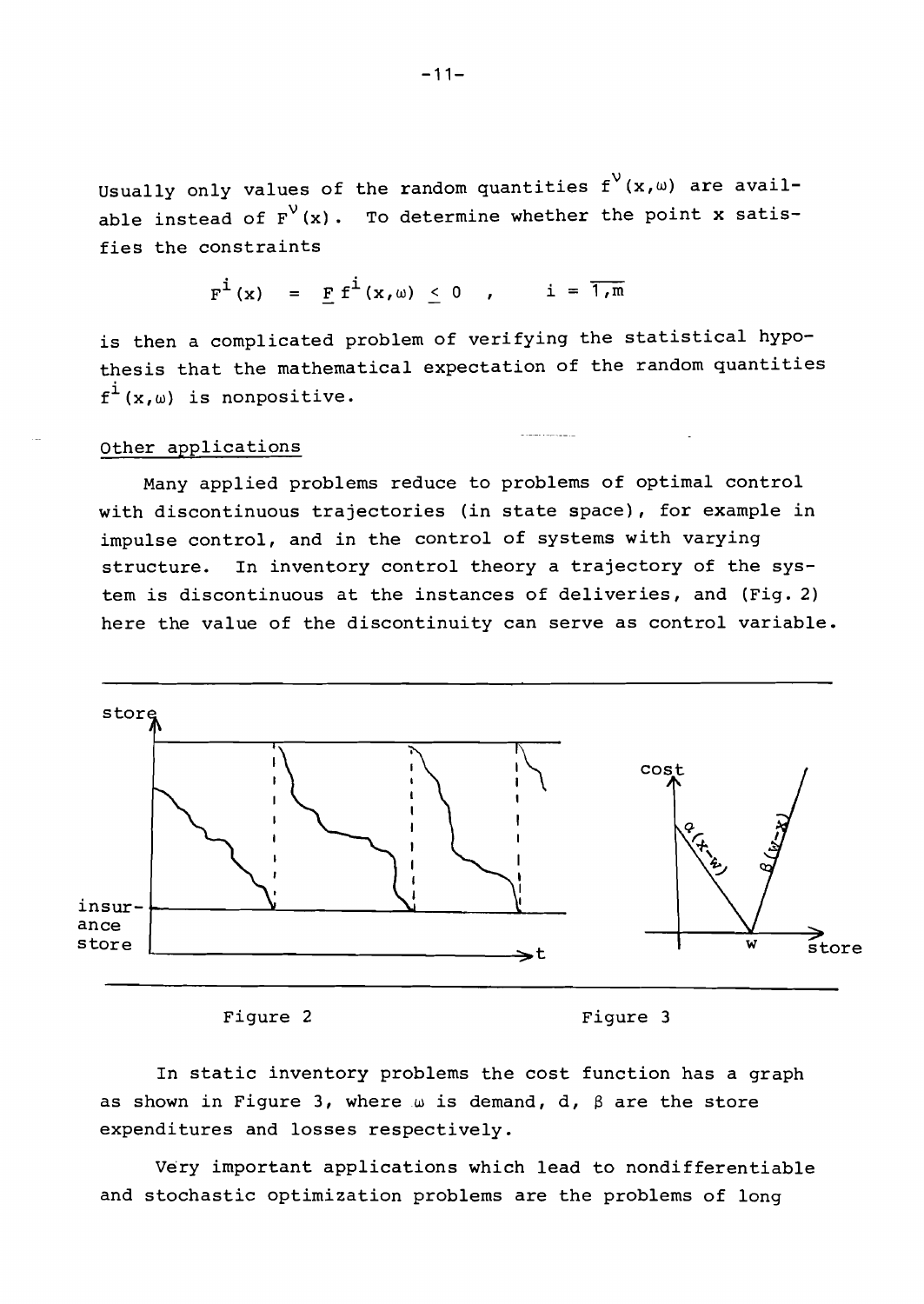Usually only values of the random quantities $f^{\nu}(x,\omega)$ are available instead of $F^{\nu}(x)$. To determine whether the point x satisfies the constraints

$$F^{i}(x) = \underline{E}\, f^{i}(x,\omega) \leq 0 \;, \qquad i = \overline{1,m}$$

is then a complicated problem of verifying the statistical hypothesis that the mathematical expectation of the random quantities $f^{i}(x,\omega)$ is nonpositive.

Other applications

Many applied problems reduce to problems of optimal control with discontinuous trajectories (in state space), for example in impulse control, and in the control of systems with varying structure. In inventory control theory a trajectory of the system is discontinuous at the instances of deliveries, and (Fig. 2) here the value of the discontinuity can serve as control variable.

Figure 2

Figure 3

In static inventory problems the cost function has a graph as shown in Figure 3, where $\omega$ is demand, d, $\beta$ are the store expenditures and losses respectively.

Very important applications which lead to nondifferentiable and stochastic optimization problems are the problems of long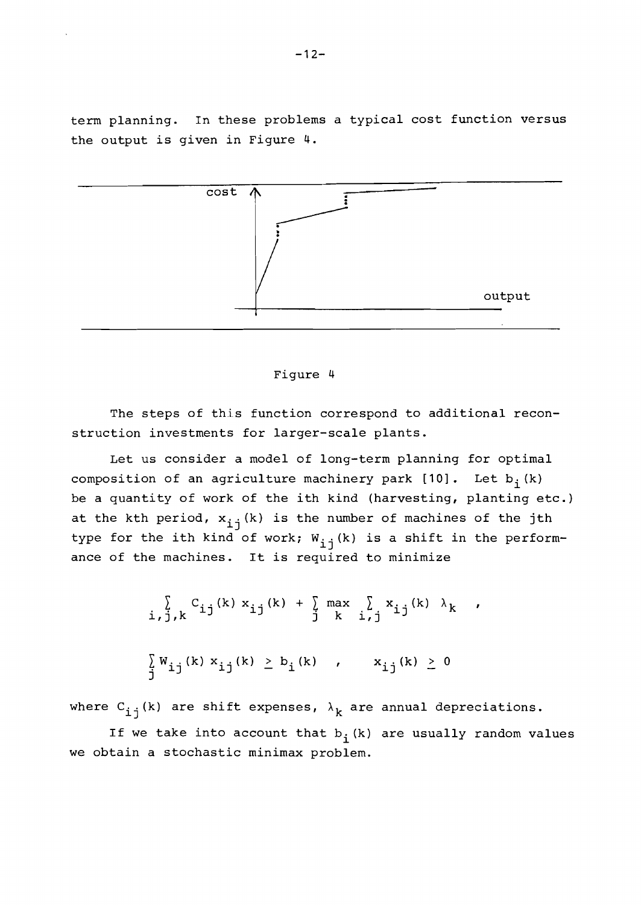term planning. In these problems a typical cost function versus the output is given in Figure 4.

Figure 4

The steps of this function correspond to additional reconstruction investments for larger-scale plants.

Let us consider a model of long-term planning for optimal composition of an agriculture machinery park [10]. Let $b_i(k)$ be a quantity of work of the ith kind (harvesting, planting etc.) at the kth period, $x_{ij}(k)$ is the number of machines of the jth type for the ith kind of work; $W_{ij}(k)$ is a shift in the performance of the machines. It is required to minimize

$$\sum_{i,j,k} C_{ij}(k)\, x_{ij}(k) + \sum_{j} \max_{k} \sum_{i,j} x_{ij}(k)\, \lambda_k \quad ,$$

$$\sum_{j} W_{ij}(k)\, x_{ij}(k) \geq b_i(k) \quad , \qquad x_{ij}(k) \geq 0$$

where $C_{ij}(k)$ are shift expenses, $\lambda_k$ are annual depreciations.

If we take into account that $b_i(k)$ are usually random values we obtain a stochastic minimax problem.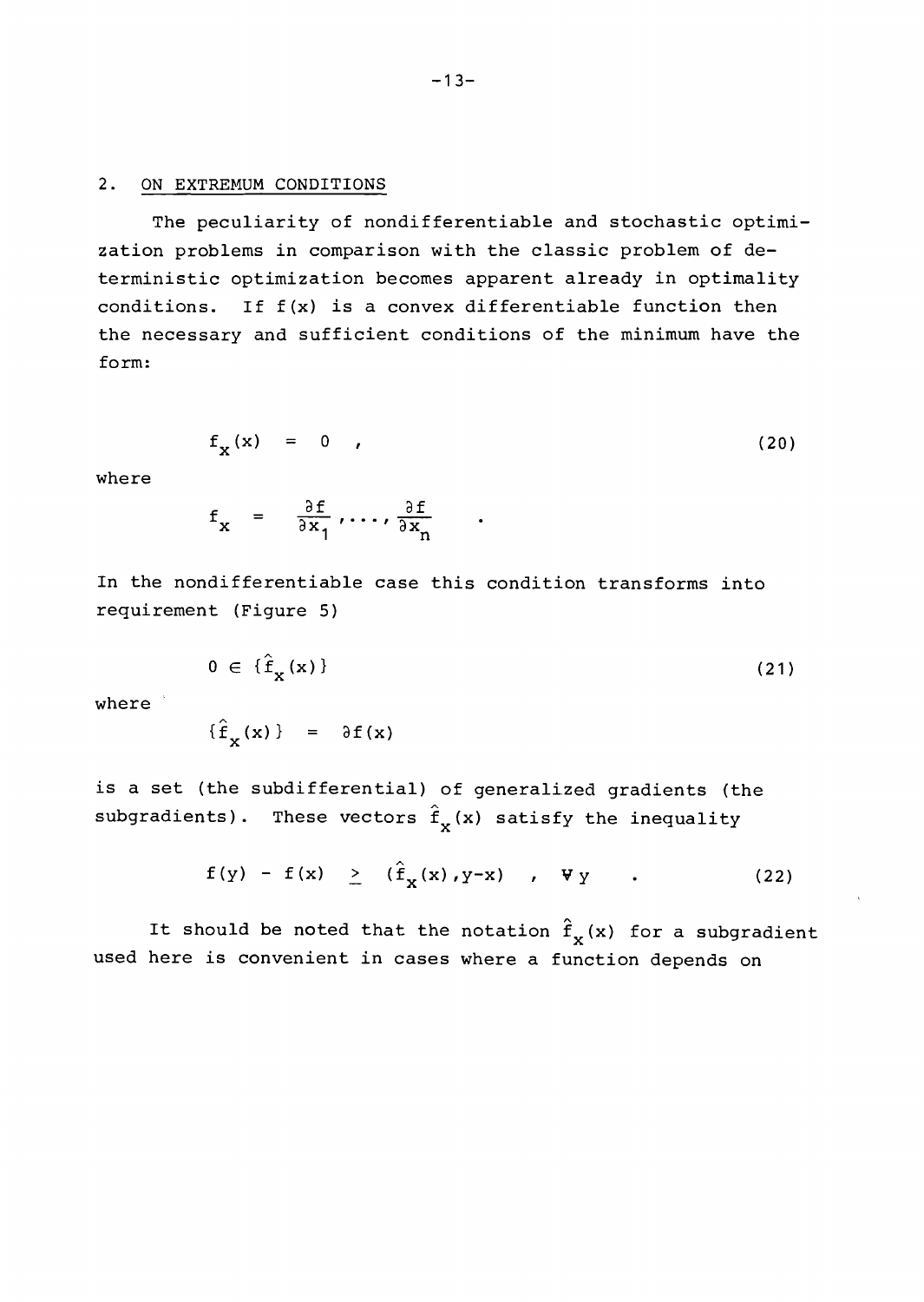## 2. ON EXTREMUM CONDITIONS

The peculiarity of nondifferentiable and stochastic optimization problems in comparison with the classic problem of deterministic optimization becomes apparent already in optimality conditions. If $f(x)$ is a convex differentiable function then the necessary and sufficient conditions of the minimum have the form:

$$f_x(x) = 0 \quad , \tag{20}$$

where

$$f_x = \frac{\partial f}{\partial x_1}, \ldots, \frac{\partial f}{\partial x_n} \quad .$$

In the nondifferentiable case this condition transforms into requirement (Figure 5)

$$0 \in \{\hat{f}_x(x)\} \tag{21}$$

where

$$\{\hat{f}_x(x)\} = \partial f(x)$$

is a set (the subdifferential) of generalized gradients (the subgradients). These vectors $\hat{f}_x(x)$ satisfy the inequality

$$f(y) - f(x) \geq (\hat{f}_x(x), y-x) \quad , \quad \forall y \quad . \tag{22}$$

It should be noted that the notation $\hat{f}_x(x)$ for a subgradient used here is convenient in cases where a function depends on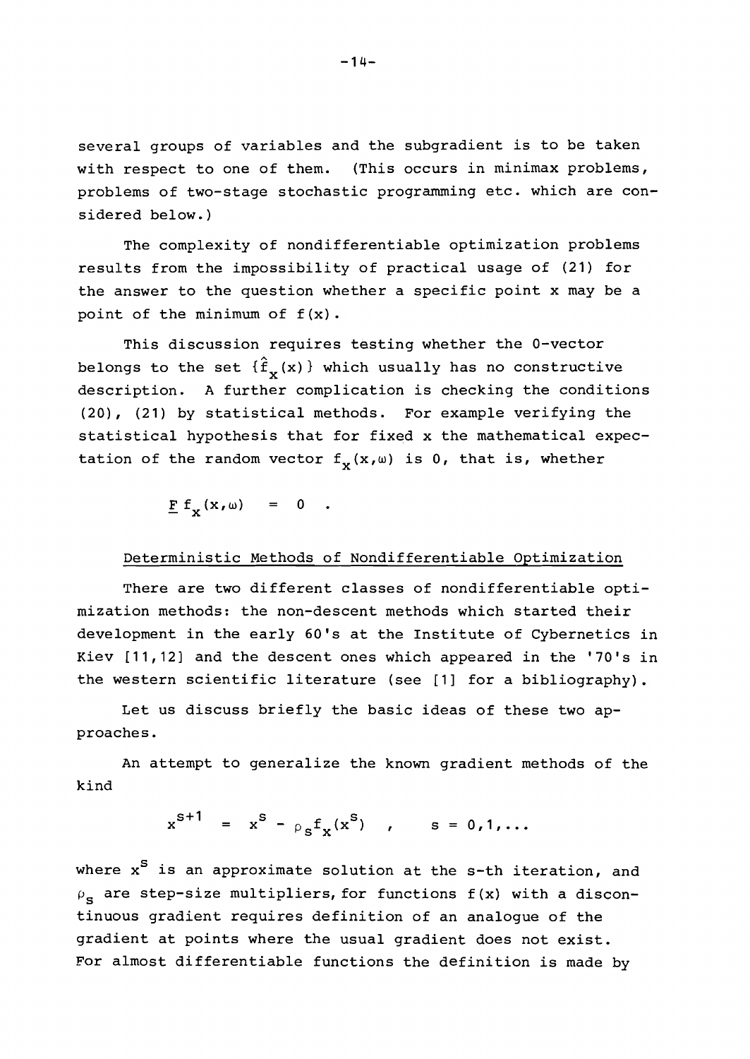several groups of variables and the subgradient is to be taken with respect to one of them. (This occurs in minimax problems, problems of two-stage stochastic programming etc. which are considered below.)

The complexity of nondifferentiable optimization problems results from the impossibility of practical usage of (21) for the answer to the question whether a specific point x may be a point of the minimum of $f(x)$.

This discussion requires testing whether the 0-vector belongs to the set $\{\hat{f}_x(x)\}$ which usually has no constructive description. A further complication is checking the conditions (20), (21) by statistical methods. For example verifying the statistical hypothesis that for fixed x the mathematical expectation of the random vector $f_x(x,\omega)$ is 0, that is, whether

$$\underline{E}\, f_x(x,\omega) = 0 \ .$$

## Deterministic Methods of Nondifferentiable Optimization

There are two different classes of nondifferentiable optimization methods: the non-descent methods which started their development in the early 60's at the Institute of Cybernetics in Kiev [11,12] and the descent ones which appeared in the '70's in the western scientific literature (see [1] for a bibliography).

Let us discuss briefly the basic ideas of these two approaches.

An attempt to generalize the known gradient methods of the kind

$$x^{s+1} = x^s - \rho_s f_x(x^s) \quad , \qquad s = 0,1,\ldots$$

where $x^s$ is an approximate solution at the s-th iteration, and $\rho_s$ are step-size multipliers, for functions $f(x)$ with a discontinuous gradient requires definition of an analogue of the gradient at points where the usual gradient does not exist. For almost differentiable functions the definition is made by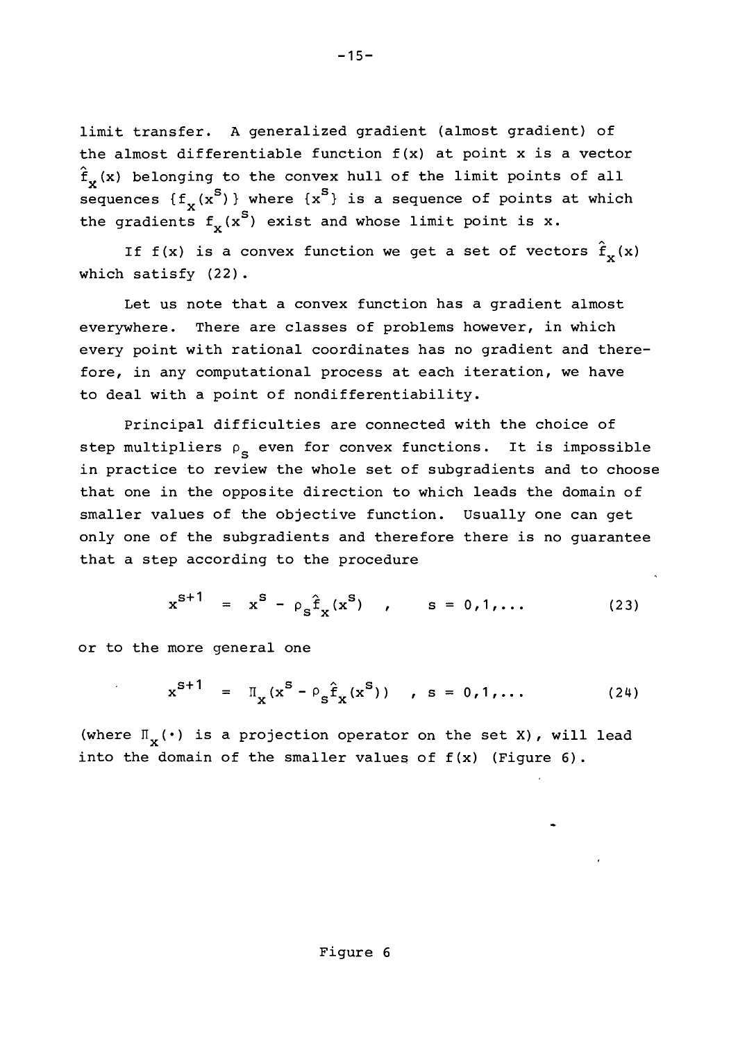limit transfer. A generalized gradient (almost gradient) of the almost differentiable function $f(x)$ at point $x$ is a vector $\hat{f}_x(x)$ belonging to the convex hull of the limit points of all sequences $\{f_x(x^s)\}$ where $\{x^s\}$ is a sequence of points at which the gradients $f_x(x^s)$ exist and whose limit point is $x$.

If $f(x)$ is a convex function we get a set of vectors $\hat{f}_x(x)$ which satisfy (22).

Let us note that a convex function has a gradient almost everywhere. There are classes of problems however, in which every point with rational coordinates has no gradient and therefore, in any computational process at each iteration, we have to deal with a point of nondifferentiability.

Principal difficulties are connected with the choice of step multipliers $\rho_s$ even for convex functions. It is impossible in practice to review the whole set of subgradients and to choose that one in the opposite direction to which leads the domain of smaller values of the objective function. Usually one can get only one of the subgradients and therefore there is no guarantee that a step according to the procedure

$$x^{s+1} = x^s - \rho_s \hat{f}_x(x^s) \quad , \qquad s = 0,1,\ldots \tag{23}$$

or to the more general one

$$x^{s+1} = \Pi_x(x^s - \rho_s \hat{f}_x(x^s)) \quad , \; s = 0,1,\ldots \tag{24}$$

(where $\Pi_x(\cdot)$ is a projection operator on the set $X$), will lead into the domain of the smaller values of $f(x)$ (Figure 6).

Figure 6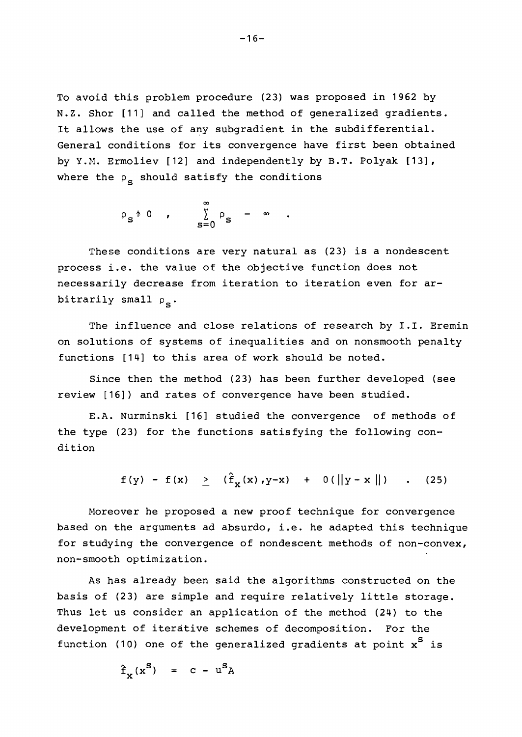To avoid this problem procedure (23) was proposed in 1962 by N.Z. Shor [11] and called the method of generalized gradients. It allows the use of any subgradient in the subdifferential. General conditions for its convergence have first been obtained by Y.M. Ermoliev [12] and independently by B.T. Polyak [13], where the $\rho_s$ should satisfy the conditions

$$\rho_s \downarrow 0 \quad , \qquad \sum_{s=0}^{\infty} \rho_s = \infty \quad .$$

These conditions are very natural as (23) is a nondescent process i.e. the value of the objective function does not necessarily decrease from iteration to iteration even for arbitrarily small $\rho_s$.

The influence and close relations of research by I.I. Eremin on solutions of systems of inequalities and on nonsmooth penalty functions [14] to this area of work should be noted.

Since then the method (23) has been further developed (see review [16]) and rates of convergence have been studied.

E.A. Nurminski [16] studied the convergence of methods of the type (23) for the functions satisfying the following condition

$$f(y) - f(x) \geq (\hat{f}_x(x), y-x) + 0(\|y-x\|) \quad . \tag{25}$$

Moreover he proposed a new proof technique for convergence based on the arguments ad absurdo, i.e. he adapted this technique for studying the convergence of nondescent methods of non-convex, non-smooth optimization.

As has already been said the algorithms constructed on the basis of (23) are simple and require relatively little storage. Thus let us consider an application of the method (24) to the development of iterative schemes of decomposition. For the function (10) one of the generalized gradients at point $x^s$ is

$$\hat{f}_x(x^s) = c - u^s A$$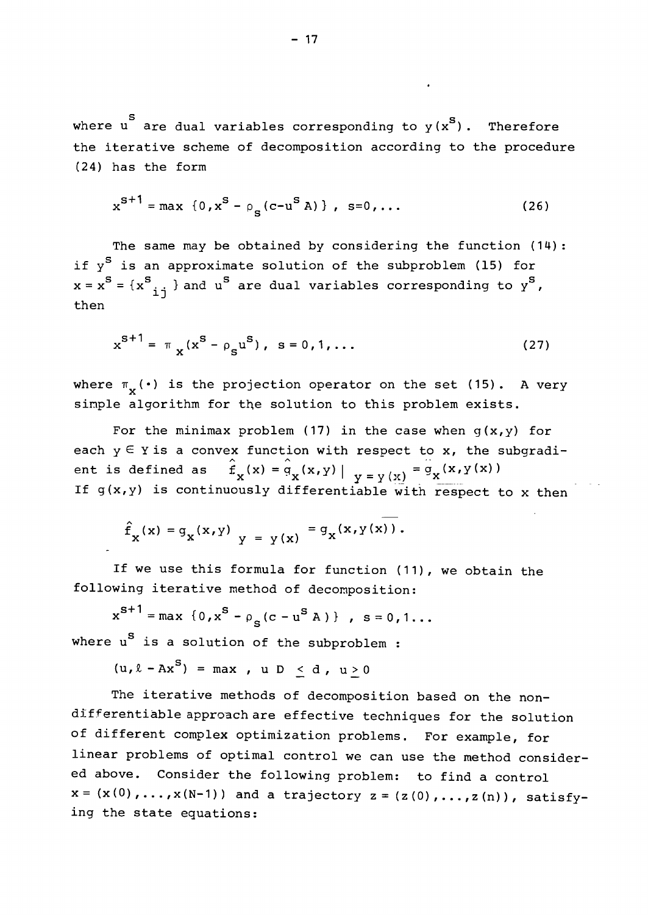where $u^s$ are dual variables corresponding to $y(x^s)$. Therefore the iterative scheme of decomposition according to the procedure (24) has the form

$$x^{s+1} = \max \{0, x^s - \rho_s (c - u^s A)\}, \quad s=0,\ldots \tag{26}$$

The same may be obtained by considering the function (14): if $y^s$ is an approximate solution of the subproblem (15) for $x = x^s = \{x^s_{ij}\}$ and $u^s$ are dual variables corresponding to $y^s$, then

$$x^{s+1} = \pi_x (x^s - \rho_s u^s), \quad s = 0, 1, \ldots \tag{27}$$

where $\pi_x(\cdot)$ is the projection operator on the set (15). A very simple algorithm for the solution to this problem exists.

For the minimax problem (17) in the case when $g(x,y)$ for each $y \in Y$ is a convex function with respect to $x$, the subgradient is defined as $\hat{f}_x(x) = \hat{g}_x(x,y) \big|_{y = y(x)} = \hat{g}_x(x, y(x))$
If $g(x,y)$ is continuously differentiable with respect to $x$ then

$$\hat{f}_x(x) = g_x(x,y) \big|_{y = y(x)} = g_x(x, y(x)).$$

If we use this formula for function (11), we obtain the following iterative method of decomposition:

$$x^{s+1} = \max \{0, x^s - \rho_s (c - u^s A)\}, \quad s = 0, 1 \ldots$$

where $u^s$ is a solution of the subproblem :

$$(u, \ell - Ax^s) = \max, \quad uD \le d, \quad u \ge 0$$

The iterative methods of decomposition based on the non-differentiable approach are effective techniques for the solution of different complex optimization problems. For example, for linear problems of optimal control we can use the method considered above. Consider the following problem: to find a control $x = (x(0), \ldots, x(N-1))$ and a trajectory $z = (z(0), \ldots, z(n))$, satisfying the state equations: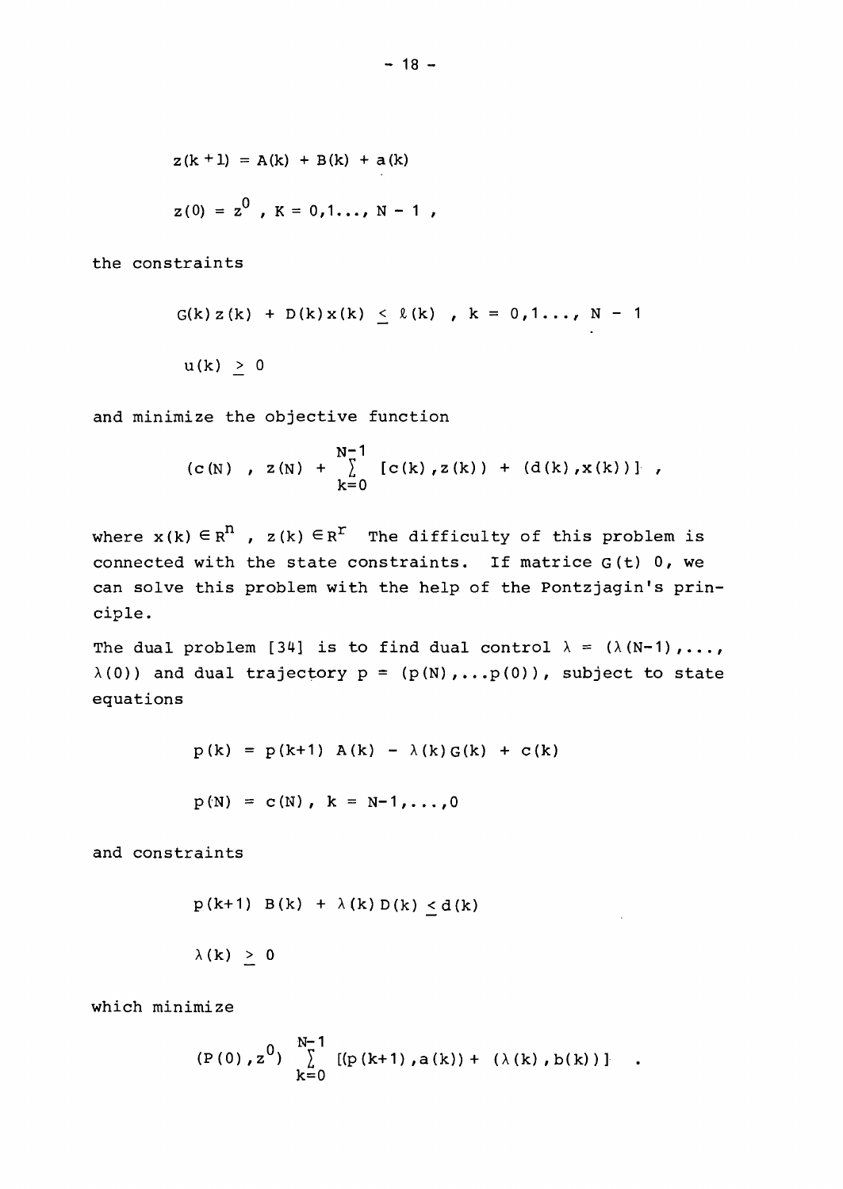$$z(k+1) = A(k) + B(k) + a(k)$$

$$z(0) = z^0 \ , \ K = 0,1\ldots, N-1 \ ,$$

the constraints

$$G(k)z(k) + D(k)x(k) \leq \ell(k) \ , \ k = 0,1\ldots, N-1$$

$$u(k) \geq 0$$

and minimize the objective function

$$(c(N) \ , \ z(N) + \sum_{k=0}^{N-1} [c(k),z(k)) + (d(k),x(k))] \ ,$$

where $x(k) \in R^n$ , $z(k) \in R^r$ The difficulty of this problem is connected with the state constraints. If matrice $G(t)$ 0, we can solve this problem with the help of the Pontzjagin's principle.

The dual problem [34] is to find dual control $\lambda = (\lambda(N-1),\ldots, \lambda(0))$ and dual trajectory $p = (p(N),\ldots p(0))$, subject to state equations

$$p(k) = p(k+1) \ A(k) - \lambda(k)G(k) + c(k)$$

$$p(N) = c(N), \ k = N-1,\ldots,0$$

and constraints

$$p(k+1) \ B(k) + \lambda(k)D(k) \leq d(k)$$

$$\lambda(k) \geq 0$$

which minimize

$$(P(0),z^0) \sum_{k=0}^{N-1} [(p(k+1),a(k)) + (\lambda(k),b(k))] \quad .$$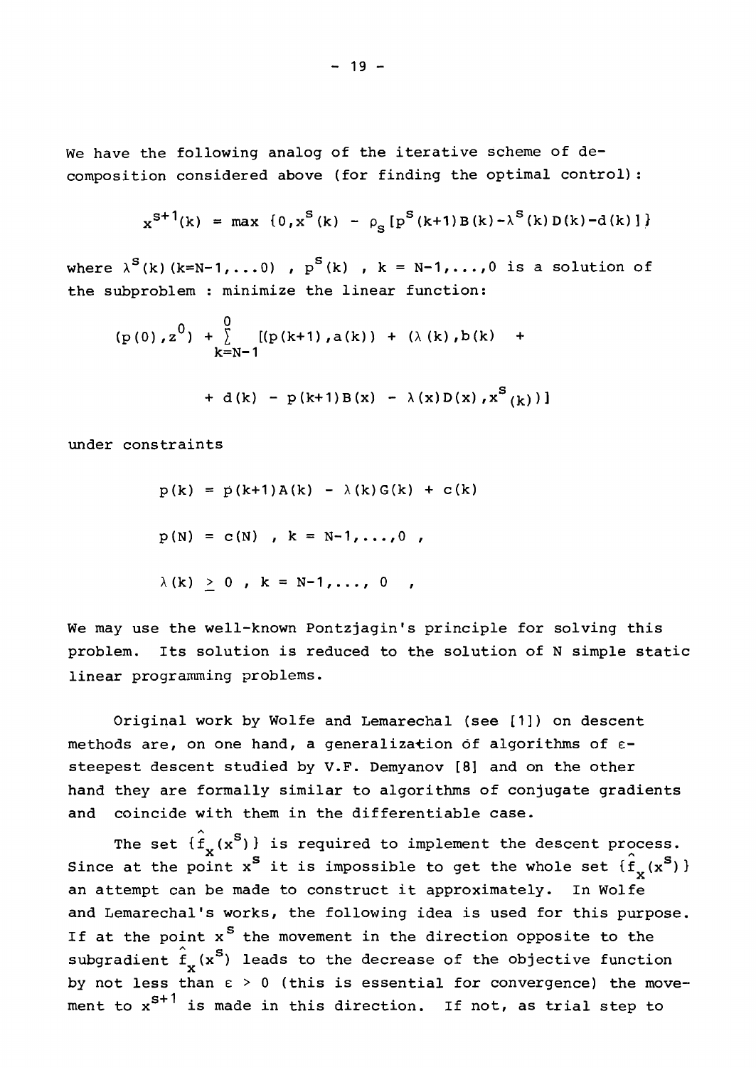We have the following analog of the iterative scheme of decomposition considered above (for finding the optimal control):

$$x^{s+1}(k) = \max \{0, x^s(k) - \rho_s [p^s(k+1)B(k) - \lambda^s(k)D(k) - d(k)]\}$$

where $\lambda^s(k)$ $(k=N-1,\ldots 0)$ , $p^s(k)$ , $k = N-1,\ldots,0$ is a solution of the subproblem : minimize the linear function:

$$(p(0), z^0) + \sum_{k=N-1}^{0} [(p(k+1), a(k)) + (\lambda(k), b(k) +$$

$$+ d(k) - p(k+1)B(x) - \lambda(x)D(x), x^s(k))]$$

under constraints

$$p(k) = p(k+1)A(k) - \lambda(k)G(k) + c(k)$$

$$p(N) = c(N) \ , \ k = N-1,\ldots,0 \ ,$$

$$\lambda(k) \geq 0 \ , \ k = N-1,\ldots, 0 \ ,$$

We may use the well-known Pontzjagin's principle for solving this problem. Its solution is reduced to the solution of N simple static linear programming problems.

Original work by Wolfe and Lemarechal (see [1]) on descent methods are, on one hand, a generalization of algorithms of $\varepsilon$-steepest descent studied by V.F. Demyanov [8] and on the other hand they are formally similar to algorithms of conjugate gradients and coincide with them in the differentiable case.

The set $\{\hat{f}_x(x^s)\}$ is required to implement the descent process. Since at the point $x^s$ it is impossible to get the whole set $\{\hat{f}_x(x^s)\}$ an attempt can be made to construct it approximately. In Wolfe and Lemarechal's works, the following idea is used for this purpose. If at the point $x^s$ the movement in the direction opposite to the subgradient $\hat{f}_x(x^s)$ leads to the decrease of the objective function by not less than $\varepsilon > 0$ (this is essential for convergence) the movement to $x^{s+1}$ is made in this direction. If not, as trial step to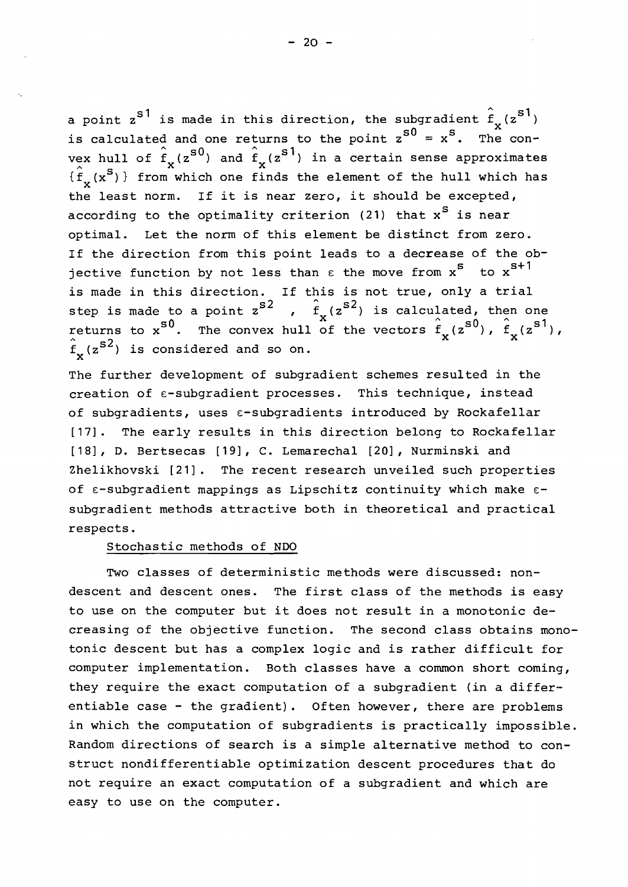a point $z^{s1}$ is made in this direction, the subgradient $\hat{f}_x(z^{s1})$ is calculated and one returns to the point $z^{s0} = x^s$. The convex hull of $\hat{f}_x(z^{s0})$ and $\hat{f}_x(z^{s1})$ in a certain sense approximates $\{\hat{f}_x(x^s)\}$ from which one finds the element of the hull which has the least norm. If it is near zero, it should be excepted, according to the optimality criterion (21) that $x^s$ is near optimal. Let the norm of this element be distinct from zero. If the direction from this point leads to a decrease of the objective function by not less than $\varepsilon$ the move from $x^s$ to $x^{s+1}$ is made in this direction. If this is not true, only a trial step is made to a point $z^{s2}$ , $\hat{f}_x(z^{s2})$ is calculated, then one returns to $x^{s0}$. The convex hull of the vectors $\hat{f}_x(z^{s0})$, $\hat{f}_x(z^{s1})$, $\hat{f}_x(z^{s2})$ is considered and so on.

The further development of subgradient schemes resulted in the creation of $\varepsilon$-subgradient processes. This technique, instead of subgradients, uses $\varepsilon$-subgradients introduced by Rockafellar [17]. The early results in this direction belong to Rockafellar [18], D. Bertsecas [19], C. Lemarechal [20], Nurminski and Zhelikhovski [21]. The recent research unveiled such properties of $\varepsilon$-subgradient mappings as Lipschitz continuity which make $\varepsilon$-subgradient methods attractive both in theoretical and practical respects.

Stochastic methods of NDO

Two classes of deterministic methods were discussed: non-descent and descent ones. The first class of the methods is easy to use on the computer but it does not result in a monotonic decreasing of the objective function. The second class obtains monotonic descent but has a complex logic and is rather difficult for computer implementation. Both classes have a common short coming, they require the exact computation of a subgradient (in a differentiable case - the gradient). Often however, there are problems in which the computation of subgradients is practically impossible. Random directions of search is a simple alternative method to construct nondifferentiable optimization descent procedures that do not require an exact computation of a subgradient and which are easy to use on the computer.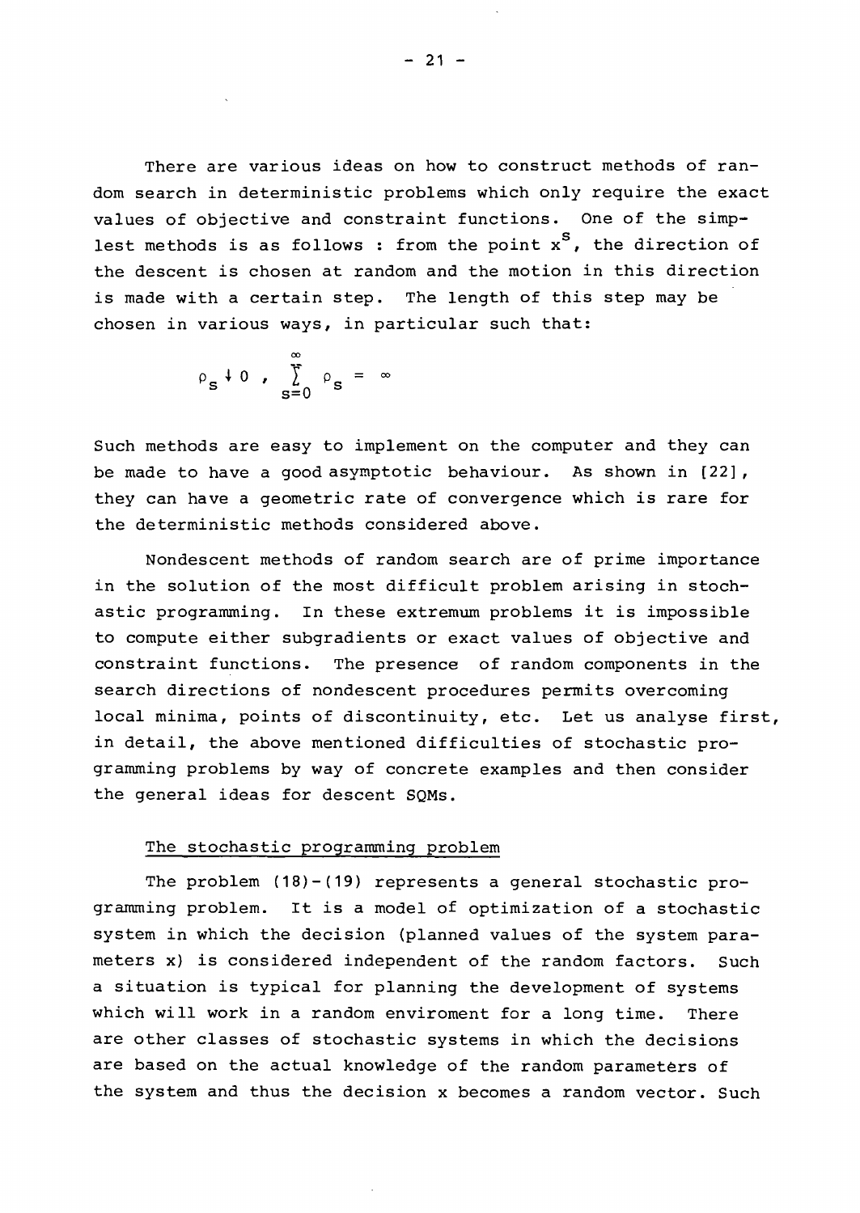There are various ideas on how to construct methods of random search in deterministic problems which only require the exact values of objective and constraint functions. One of the simplest methods is as follows : from the point $x^s$, the direction of the descent is chosen at random and the motion in this direction is made with a certain step. The length of this step may be chosen in various ways, in particular such that:

$$\rho_s \downarrow 0 , \sum_{s=0}^{\infty} \rho_s = \infty$$

Such methods are easy to implement on the computer and they can be made to have a good asymptotic behaviour. As shown in [22], they can have a geometric rate of convergence which is rare for the deterministic methods considered above.

Nondescent methods of random search are of prime importance in the solution of the most difficult problem arising in stochastic programming. In these extremum problems it is impossible to compute either subgradients or exact values of objective and constraint functions. The presence of random components in the search directions of nondescent procedures permits overcoming local minima, points of discontinuity, etc. Let us analyse first, in detail, the above mentioned difficulties of stochastic programming problems by way of concrete examples and then consider the general ideas for descent SQMs.

## The stochastic programming problem

The problem (18)-(19) represents a general stochastic programming problem. It is a model of optimization of a stochastic system in which the decision (planned values of the system parameters x) is considered independent of the random factors. Such a situation is typical for planning the development of systems which will work in a random enviroment for a long time. There are other classes of stochastic systems in which the decisions are based on the actual knowledge of the random parameters of the system and thus the decision x becomes a random vector. Such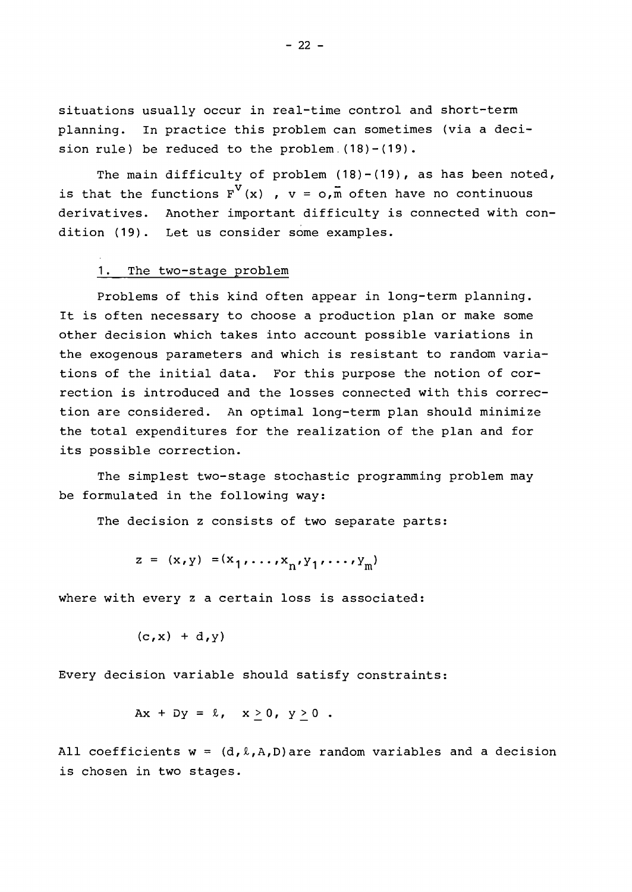situations usually occur in real-time control and short-term planning. In practice this problem can sometimes (via a decision rule) be reduced to the problem (18)-(19).

The main difficulty of problem (18)-(19), as has been noted, is that the functions $F^v(x)$ , $v = \overline{o,m}$ often have no continuous derivatives. Another important difficulty is connected with condition (19). Let us consider some examples.

1. The two-stage problem

Problems of this kind often appear in long-term planning. It is often necessary to choose a production plan or make some other decision which takes into account possible variations in the exogenous parameters and which is resistant to random variations of the initial data. For this purpose the notion of correction is introduced and the losses connected with this correction are considered. An optimal long-term plan should minimize the total expenditures for the realization of the plan and for its possible correction.

The simplest two-stage stochastic programming problem may be formulated in the following way:

The decision z consists of two separate parts:

$$z = (x,y) = (x_1,\ldots,x_n,y_1,\ldots,y_m)$$

where with every z a certain loss is associated:

$$(c,x) + d,y)$$

Every decision variable should satisfy constraints:

$$Ax + Dy = \ell, \quad x \geq 0, \; y \geq 0 \; .$$

All coefficients $w = (d,\ell,A,D)$ are random variables and a decision is chosen in two stages.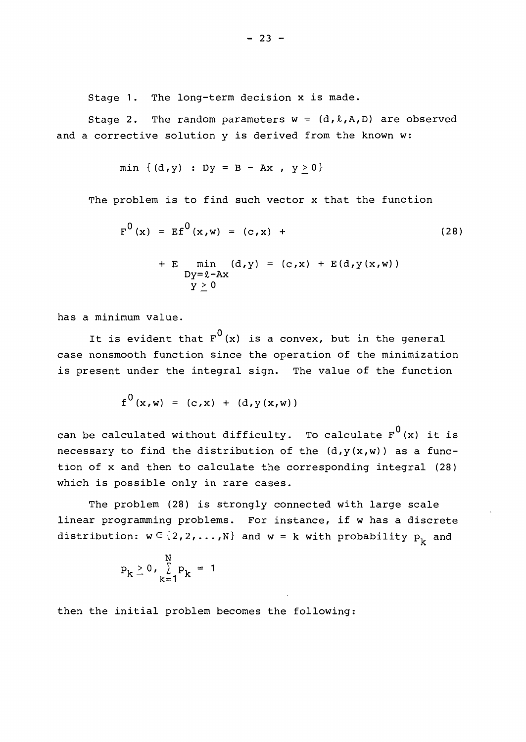Stage 1. The long-term decision x is made.

Stage 2. The random parameters $w = (d, \ell, A, D)$ are observed and a corrective solution y is derived from the known w:

$$\min \{(d,y) : Dy = B - Ax , \ y \geq 0\}$$

The problem is to find such vector x that the function

$$F^0(x) = Ef^0(x,w) = (c,x) + \tag{28}$$

$$+ E \min_{\substack{Dy=\ell-Ax \\ y \geq 0}} (d,y) = (c,x) + E(d,y(x,w))$$

has a minimum value.

It is evident that $F^0(x)$ is a convex, but in the general case nonsmooth function since the operation of the minimization is present under the integral sign. The value of the function

$$f^0(x,w) = (c,x) + (d,y(x,w))$$

can be calculated without difficulty. To calculate $F^0(x)$ it is necessary to find the distribution of the $(d,y(x,w))$ as a function of x and then to calculate the corresponding integral (28) which is possible only in rare cases.

The problem (28) is strongly connected with large scale linear programming problems. For instance, if w has a discrete distribution: $w \in \{2,2,\ldots,N\}$ and $w = k$ with probability $p_k$ and

$$p_k \geq 0, \sum_{k=1}^{N} p_k = 1$$

then the initial problem becomes the following: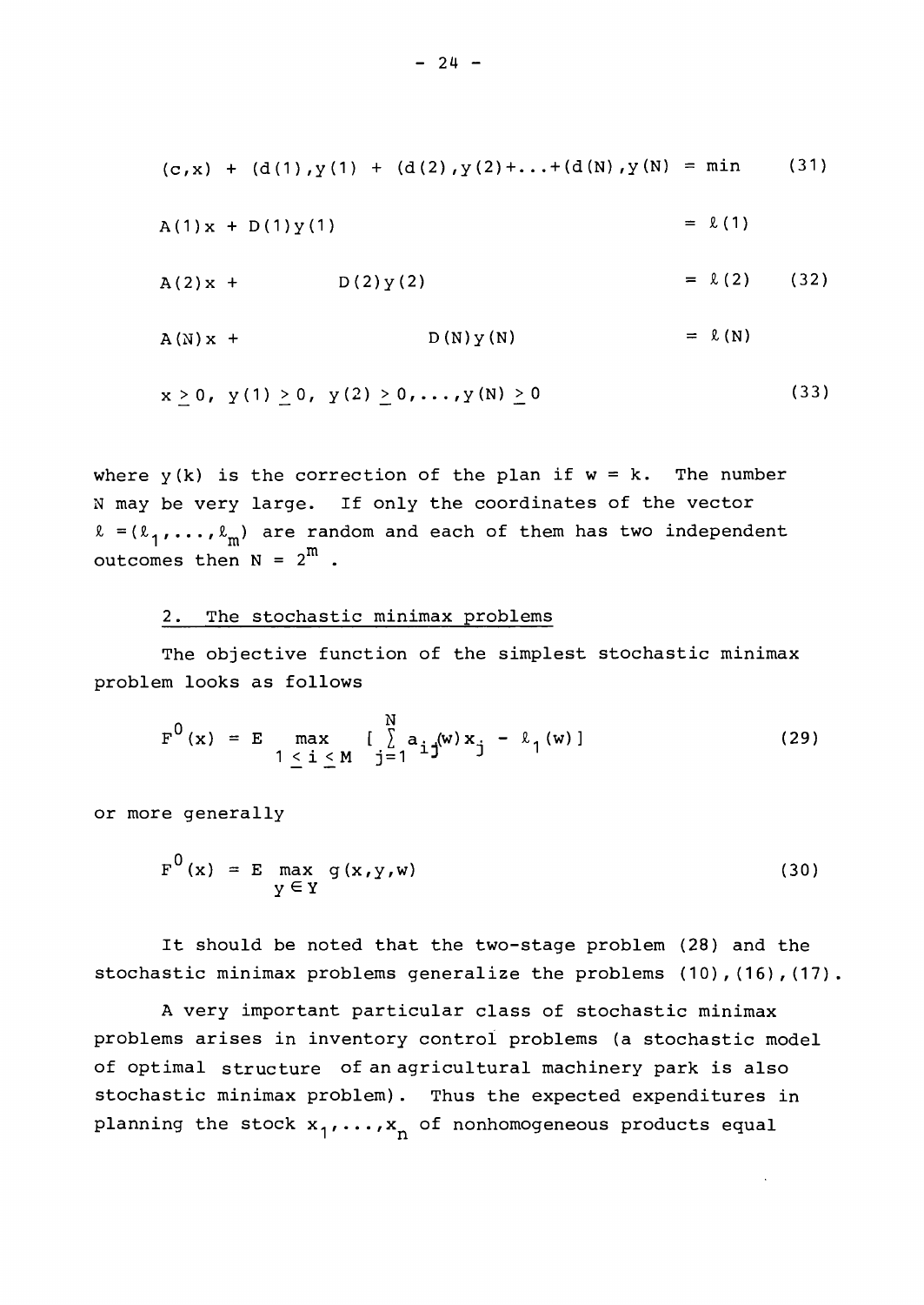$$(c,x) + (d(1),y(1) + (d(2),y(2)+\ldots+(d(N),y(N) = \min \tag{31}$$

$$\begin{aligned}
A(1)x + D(1)y(1) &= \ell(1) \\
A(2)x + \qquad D(2)y(2) &= \ell(2) \\
A(N)x + \qquad\qquad D(N)y(N) &= \ell(N)
\end{aligned} \tag{32}$$

$$x \geq 0,\ y(1) \geq 0,\ y(2) \geq 0, \ldots, y(N) \geq 0 \tag{33}$$

where $y(k)$ is the correction of the plan if $w = k$. The number $N$ may be very large. If only the coordinates of the vector $\ell = (\ell_1, \ldots, \ell_m)$ are random and each of them has two independent outcomes then $N = 2^m$.

## 2. The stochastic minimax problems

The objective function of the simplest stochastic minimax problem looks as follows

$$F^0(x) = E \max_{1 \leq i \leq M} \left[ \sum_{j=1}^{N} a_{ij}(w) x_j - \ell_1(w) \right] \tag{29}$$

or more generally

$$F^0(x) = E \max_{y \in Y} g(x,y,w) \tag{30}$$

It should be noted that the two-stage problem (28) and the stochastic minimax problems generalize the problems (10),(16),(17).

A very important particular class of stochastic minimax problems arises in inventory control problems (a stochastic model of optimal structure of an agricultural machinery park is also stochastic minimax problem). Thus the expected expenditures in planning the stock $x_1, \ldots, x_n$ of nonhomogeneous products equal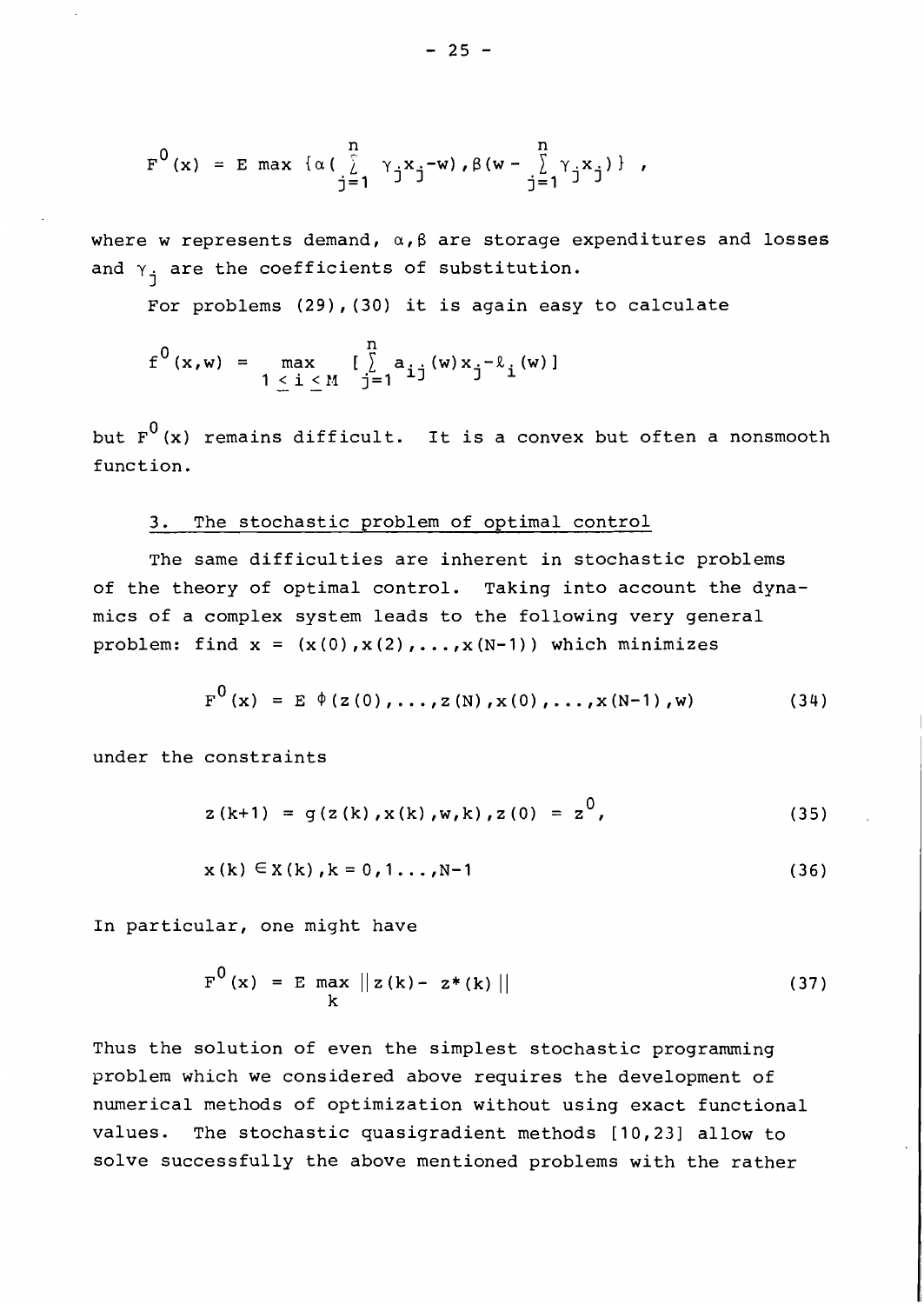$$F^0(x) = E \max \{\alpha(\sum_{j=1}^{n} \gamma_j x_j - w), \beta(w - \sum_{j=1}^{n} \gamma_j x_j)\} ,$$

where $w$ represents demand, $\alpha, \beta$ are storage expenditures and losses and $\gamma_j$ are the coefficients of substitution.

For problems (29),(30) it is again easy to calculate

$$f^0(x,w) = \max_{1 \le i \le M} [\sum_{j=1}^{n} a_{ij}(w) x_j - \ell_i(w)]$$

but $F^0(x)$ remains difficult. It is a convex but often a nonsmooth function.

## 3. The stochastic problem of optimal control

The same difficulties are inherent in stochastic problems of the theory of optimal control. Taking into account the dynamics of a complex system leads to the following very general problem: find $x = (x(0), x(2), \ldots, x(N-1))$ which minimizes

$$F^0(x) = E\, \phi(z(0), \ldots, z(N), x(0), \ldots, x(N-1), w) \tag{34}$$

under the constraints

$$z(k+1) = g(z(k), x(k), w, k), z(0) = z^0, \tag{35}$$

$$x(k) \in X(k), k = 0, 1 \ldots, N-1 \tag{36}$$

In particular, one might have

$$F^0(x) = E \max_k \| z(k) - z^*(k) \| \tag{37}$$

Thus the solution of even the simplest stochastic programming problem which we considered above requires the development of numerical methods of optimization without using exact functional values. The stochastic quasigradient methods [10,23] allow to solve successfully the above mentioned problems with the rather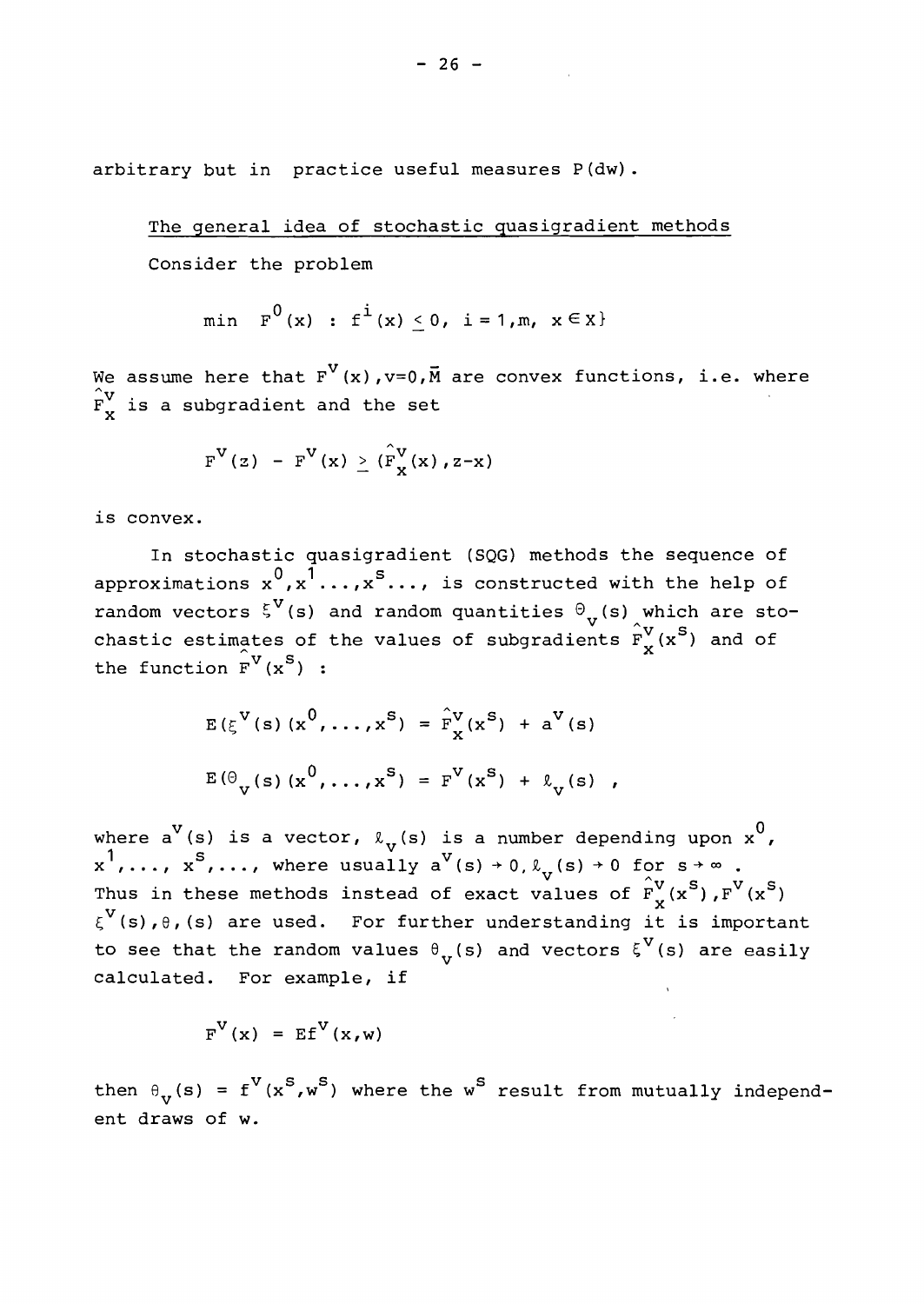arbitrary but in practice useful measures $P(dw)$.

The general idea of stochastic quasigradient methods

Consider the problem

$$\min \; F^0(x) \; : \; f^i(x) \leq 0, \; i = 1,m, \; x \in X\}$$

We assume here that $F^v(x), v=0,\bar{M}$ are convex functions, i.e. where $\hat{F}_x^v$ is a subgradient and the set

$$F^v(z) - F^v(x) \geq (\hat{F}_x^v(x), z-x)$$

is convex.

In stochastic quasigradient (SQG) methods the sequence of approximations $x^0, x^1 \ldots, x^s \ldots$, is constructed with the help of random vectors $\xi^v(s)$ and random quantities $\Theta_v(s)$ which are stochastic estimates of the values of subgradients $\hat{F}_x^v(x^s)$ and of the function $\hat{F}^v(x^s)$ :

$$E(\xi^v(s)(x^0, \ldots, x^s) = \hat{F}_x^v(x^s) + a^v(s)$$

$$E(\Theta_v(s)(x^0, \ldots, x^s) = F^v(x^s) + \ell_v(s) \;,$$

where $a^v(s)$ is a vector, $\ell_v(s)$ is a number depending upon $x^0$, $x^1, \ldots, x^s, \ldots$, where usually $a^v(s) \to 0, \ell_v(s) \to 0$ for $s \to \infty$. Thus in these methods instead of exact values of $\hat{F}_x^v(x^s), F^v(x^s)$ $\xi^v(s), \theta, (s)$ are used. For further understanding it is important to see that the random values $\theta_v(s)$ and vectors $\xi^v(s)$ are easily calculated. For example, if

$$F^v(x) = Ef^v(x,w)$$

then $\theta_v(s) = f^v(x^s, w^s)$ where the $w^s$ result from mutually independent draws of $w$.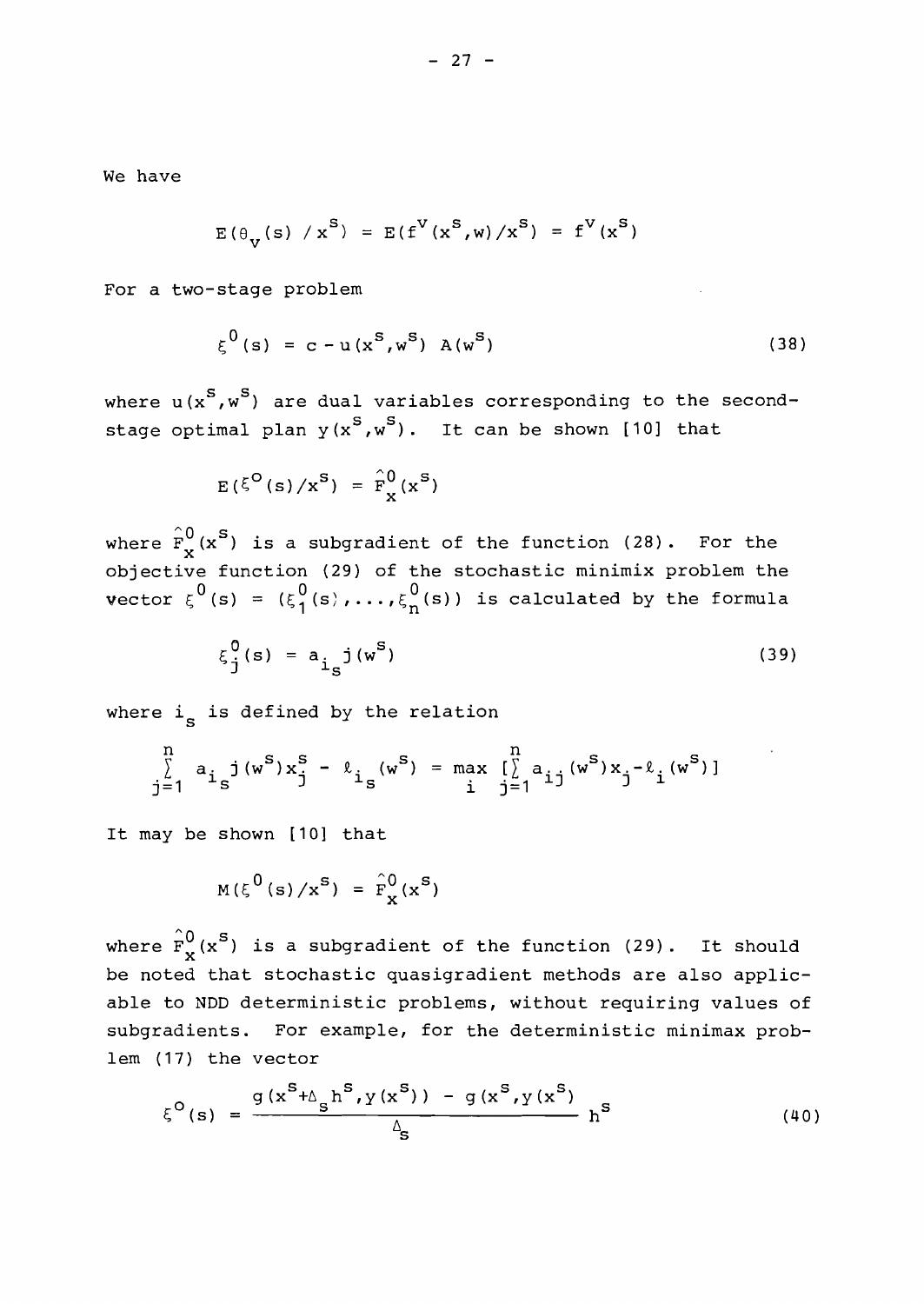We have

$$E(\theta_v(s)\,/\,x^s) = E(f^v(x^s,w)/x^s) = f^v(x^s)$$

For a two-stage problem

$$\xi^0(s) = c - u(x^s,w^s)\; A(w^s) \tag{38}$$

where $u(x^s,w^s)$ are dual variables corresponding to the second-stage optimal plan $y(x^s,w^s)$. It can be shown [10] that

$$E(\xi^0(s)/x^s) = \hat{F}^0_x(x^s)$$

where $\hat{F}^0_x(x^s)$ is a subgradient of the function (28). For the objective function (29) of the stochastic minimix problem the vector $\xi^0(s) = (\xi^0_1(s),\ldots,\xi^0_n(s))$ is calculated by the formula

$$\xi^0_j(s) = a_{i_s j}(w^s) \tag{39}$$

where $i_s$ is defined by the relation

$$\sum_{j=1}^{n} a_{i_s j}(w^s)x^s_j - \ell_{i_s}(w^s) = \max_i \left[\sum_{j=1}^{n} a_{ij}(w^s)x_j - \ell_i(w^s)\right]$$

It may be shown [10] that

$$M(\xi^0(s)/x^s) = \hat{F}^0_x(x^s)$$

where $\hat{F}^0_x(x^s)$ is a subgradient of the function (29). It should be noted that stochastic quasigradient methods are also applicable to NDD deterministic problems, without requiring values of subgradients. For example, for the deterministic minimax problem (17) the vector

$$\xi^0(s) = \frac{g(x^s+\Delta_s h^s, y(x^s)) - g(x^s,y(x^s))}{\Delta_s}\, h^s \tag{40}$$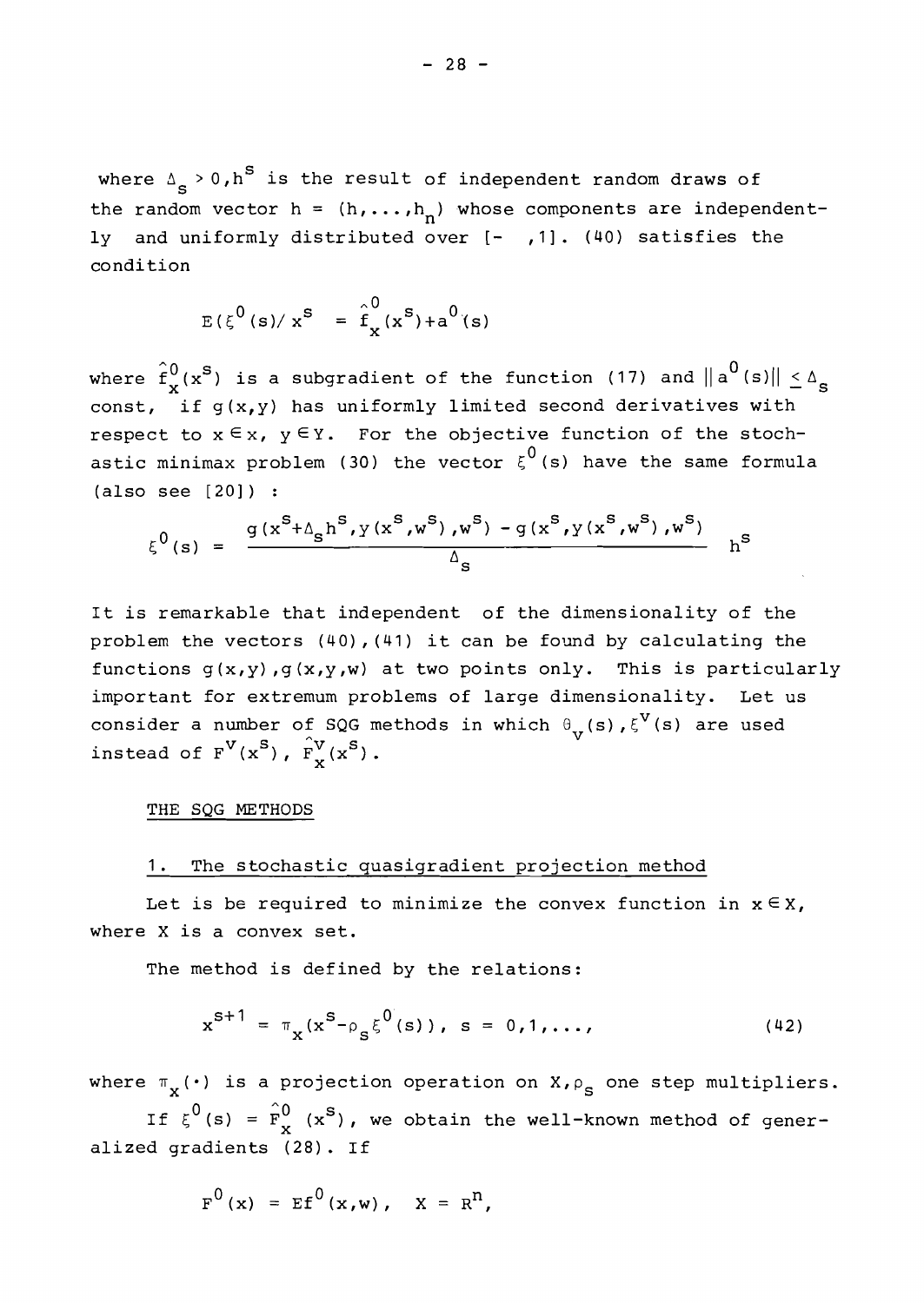where $\Delta_s > 0, h^s$ is the result of independent random draws of the random vector $h = (h,\ldots,h_n)$ whose components are independently and uniformly distributed over [- ,1]. (40) satisfies the condition

$$E(\xi^0(s)/x^s = \hat{f}_x^0(x^s)+a^0(s)$$

where $\hat{f}_x^0(x^s)$ is a subgradient of the function (17) and $\|a^0(s)\| \leq \Delta_s$ const, if $g(x,y)$ has uniformly limited second derivatives with respect to $x \in x$, $y \in Y$. For the objective function of the stochastic minimax problem (30) the vector $\xi^0(s)$ have the same formula (also see [20]) :

$$\xi^0(s) = \frac{g(x^s+\Delta_s h^s, y(x^s,w^s), w^s) - g(x^s, y(x^s,w^s), w^s)}{\Delta_s} \quad h^s$$

It is remarkable that independent of the dimensionality of the problem the vectors (40),(41) it can be found by calculating the functions $g(x,y), g(x,y,w)$ at two points only. This is particularly important for extremum problems of large dimensionality. Let us consider a number of SQG methods in which $\theta_v(s), \xi^v(s)$ are used instead of $F^v(x^s)$, $\hat{F}_x^v(x^s)$.

## THE SQG METHODS

### 1. The stochastic quasigradient projection method

Let is be required to minimize the convex function in $x \in X$, where X is a convex set.

The method is defined by the relations:

$$x^{s+1} = \pi_X(x^s - \rho_s \xi^0(s)), \quad s = 0,1,\ldots, \tag{42}$$

where $\pi_X(\cdot)$ is a projection operation on $X, \rho_s$ one step multipliers.

If $\xi^0(s) = \hat{F}_x^0(x^s)$, we obtain the well-known method of generalized gradients (28). If

$$F^0(x) = Ef^0(x,w), \quad X = R^n,$$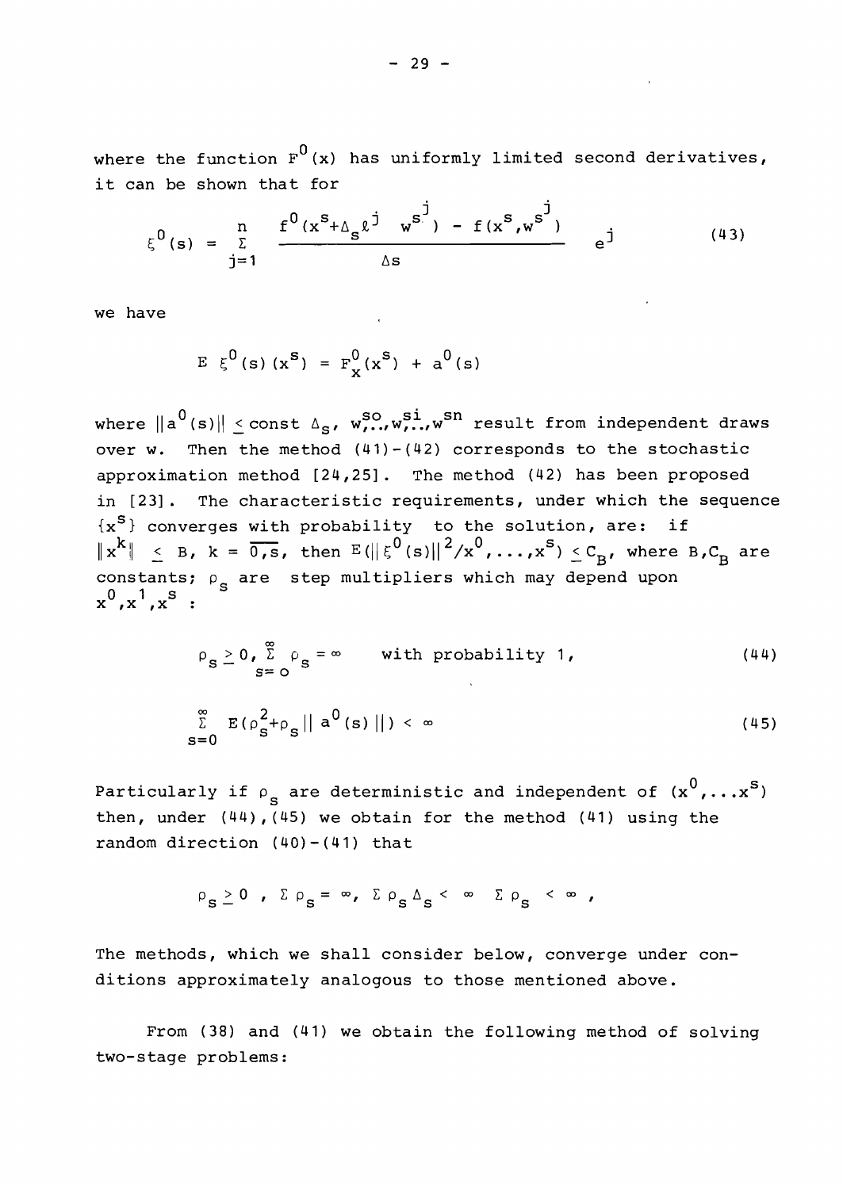where the function $F^0(x)$ has uniformly limited second derivatives, it can be shown that for

$$\xi^0(s) = \sum_{j=1}^{n} \frac{f^0(x^s+\Delta_s \ell^j \; w^{s^j}) - f(x^s, w^{s^j})}{\Delta s} \; e^j \qquad (43)$$

we have

$$E \; \xi^0(s)(x^s) = F^0_x(x^s) + a^0(s)$$

where $\|a^0(s)\| \leq \text{const } \Delta_s$, $w^{so}_{,..}, w^{si}_{,..}, w^{sn}$ result from independent draws over w. Then the method (41)-(42) corresponds to the stochastic approximation method [24,25]. The method (42) has been proposed in [23]. The characteristic requirements, under which the sequence $\{x^s\}$ converges with probability to the solution, are: if $\|x^k\| \leq B$, $k = \overline{0,s}$, then $E(\|\xi^0(s)\|^2/x^0,\ldots,x^s) \leq C_B$, where $B, C_B$ are constants; $\rho_s$ are step multipliers which may depend upon $x^0, x^1, x^s$ :

$$\rho_s \geq 0, \sum_{s=o}^{\infty} \rho_s = \infty \qquad \text{with probability 1,} \qquad (44)$$

$$\sum_{s=0}^{\infty} E(\rho_s^2 + \rho_s \|a^0(s)\|) < \infty \qquad (45)$$

Particularly if $\rho_s$ are deterministic and independent of $(x^0,\ldots x^s)$ then, under (44),(45) we obtain for the method (41) using the random direction (40)-(41) that

$$\rho_s \geq 0 \;, \; \Sigma \rho_s = \infty, \; \Sigma \rho_s \Delta_s < \infty \quad \Sigma \rho_s \; < \infty \;,$$

The methods, which we shall consider below, converge under conditions approximately analogous to those mentioned above.

From (38) and (41) we obtain the following method of solving two-stage problems: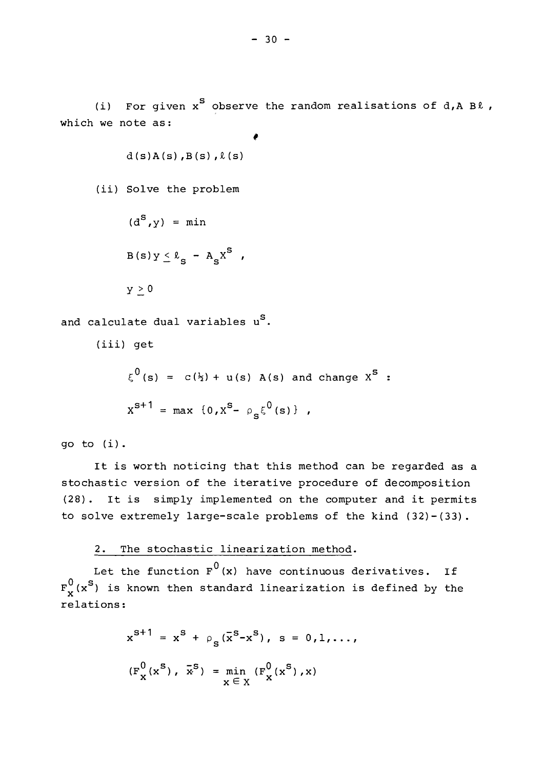(i) For given $x^s$ observe the random realisations of $d, A\ B\ell$, which we note as:

$$d(s)A(s), B(s), \ell(s)$$

(ii) Solve the problem

$$(d^s, y) = \min$$

$$B(s)y \leq \ell_s - A_s x^s ,$$

$$y \geq 0$$

and calculate dual variables $u^s$.

(iii) get

$$\xi^0(s) = c(\tfrac{1}{2}) + u(s)\ A(s) \text{ and change } x^s :$$

$$x^{s+1} = \max\ \{0, x^s - \rho_s \xi^0(s)\} ,$$

go to (i).

It is worth noticing that this method can be regarded as a stochastic version of the iterative procedure of decomposition (28). It is simply implemented on the computer and it permits to solve extremely large-scale problems of the kind (32)-(33).

## 2. The stochastic linearization method.

Let the function $F^0(x)$ have continuous derivatives. If $F_x^0(x^s)$ is known then standard linearization is defined by the relations:

$$x^{s+1} = x^s + \rho_s(\bar{x}^s - x^s),\ s = 0,1,\ldots,$$

$$(F_x^0(x^s),\ \bar{x}^s) = \min_{x \in X} (F_x^0(x^s), x)$$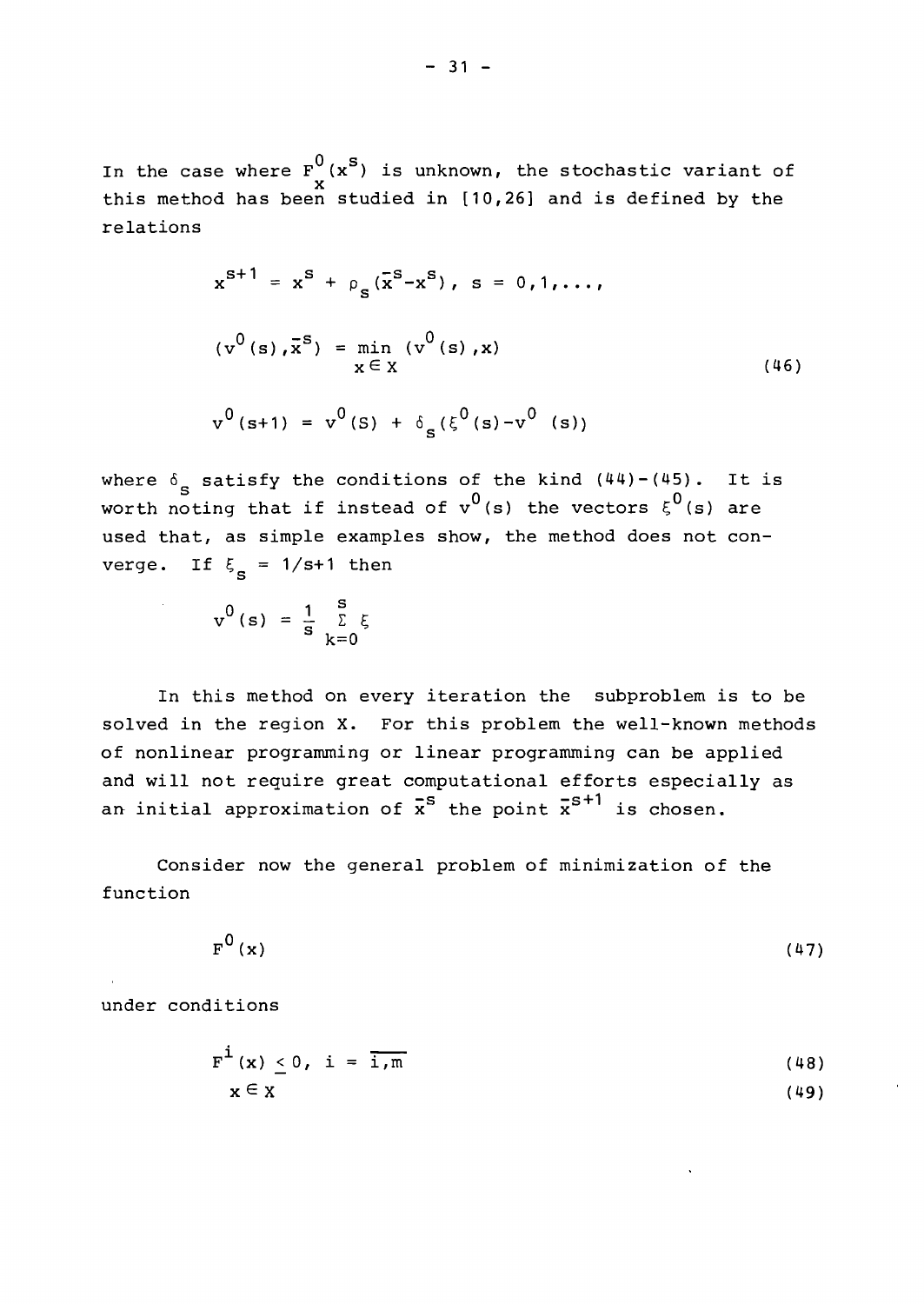In the case where $F_x^0(x^s)$ is unknown, the stochastic variant of this method has been studied in [10,26] and is defined by the relations

$$
\begin{aligned}
x^{s+1} &= x^s + \rho_s(\bar{x}^s - x^s), \ s = 0,1,\dots, \\
(v^0(s), \bar{x}^s) &= \min_{x \in X} (v^0(s), x) \\
v^0(s+1) &= v^0(S) + \delta_s(\xi^0(s) - v^0\ (s))
\end{aligned}
\tag{46}
$$

where $\delta_s$ satisfy the conditions of the kind (44)-(45). It is worth noting that if instead of $v^0(s)$ the vectors $\xi^0(s)$ are used that, as simple examples show, the method does not converge. If $\xi_s = 1/s+1$ then

$$
v^0(s) = \frac{1}{s} \sum_{k=0}^{s} \xi
$$

In this method on every iteration the subproblem is to be solved in the region X. For this problem the well-known methods of nonlinear programming or linear programming can be applied and will not require great computational efforts especially as an initial approximation of $\bar{x}^s$ the point $\bar{x}^{s+1}$ is chosen.

Consider now the general problem of minimization of the function

$$
F^0(x) \tag{47}
$$

under conditions

$$
F^i(x) \leq 0, \ i = \overline{1,m} \tag{48}
$$

$$
x \in X \tag{49}
$$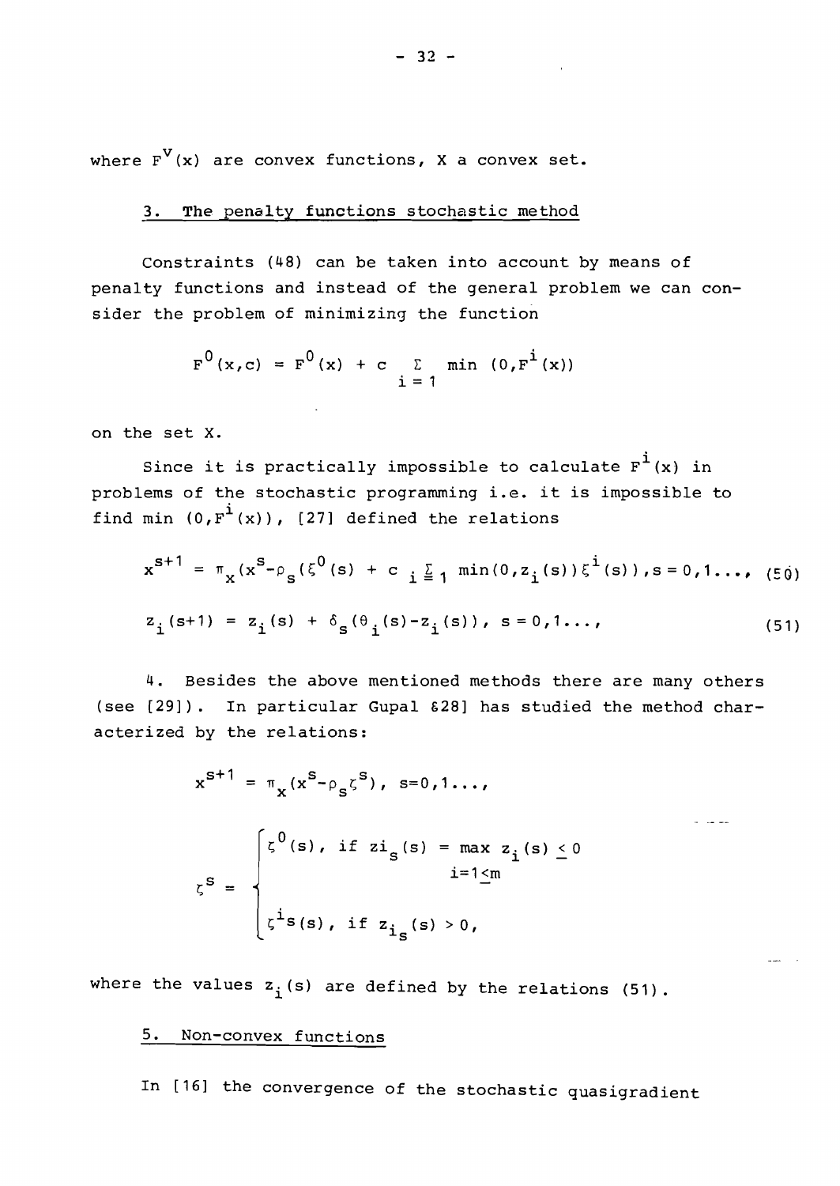where $F^v(x)$ are convex functions, $X$ a convex set.

## 3. The penalty functions stochastic method

Constraints (48) can be taken into account by means of penalty functions and instead of the general problem we can consider the problem of minimizing the function

$$F^0(x,c) = F^0(x) + c \sum_{i=1} \min(0, F^i(x))$$

on the set $X$.

Since it is practically impossible to calculate $F^i(x)$ in problems of the stochastic programming i.e. it is impossible to find $\min(0, F^i(x))$, [27] defined the relations

$$x^{s+1} = \pi_X(x^s - \rho_s(\xi^0(s) + c \sum_{i=1} \min(0, z_i(s))\xi^i(s)), s = 0,1\ldots, \quad (50)$$

$$z_i(s+1) = z_i(s) + \delta_s(\theta_i(s) - z_i(s)), \; s = 0,1\ldots, \quad (51)$$

4. Besides the above mentioned methods there are many others (see [29]). In particular Gupal [28] has studied the method characterized by the relations:

$$x^{s+1} = \pi_X(x^s - \rho_s \zeta^s), \; s=0,1\ldots,$$

$$\zeta^s = \begin{cases} \zeta^0(s), & \text{if } z_{i_s}(s) = \max_{i=1 \leq m} z_i(s) \leq 0 \\ \zeta^{i_s}(s), & \text{if } z_{i_s}(s) > 0, \end{cases}$$

where the values $z_i(s)$ are defined by the relations (51).

## 5. Non-convex functions

In [16] the convergence of the stochastic quasigradient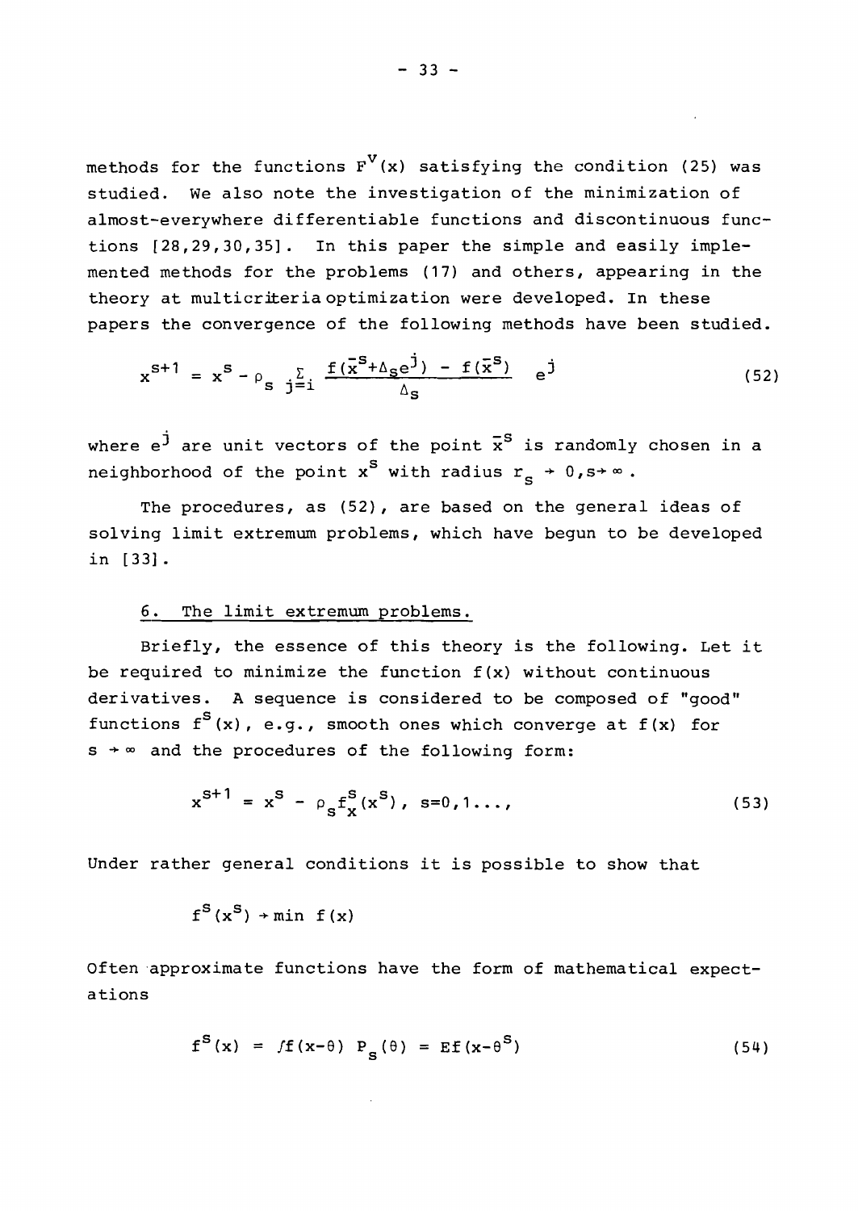methods for the functions $F^v(x)$ satisfying the condition (25) was studied. We also note the investigation of the minimization of almost-everywhere differentiable functions and discontinuous functions [28,29,30,35]. In this paper the simple and easily implemented methods for the problems (17) and others, appearing in the theory at multicriteria optimization were developed. In these papers the convergence of the following methods have been studied.

$$x^{s+1} = x^s - \rho_s \sum_{j=i} \frac{f(\bar{x}^s + \Delta_s e^j) - f(\bar{x}^s)}{\Delta_s} e^j \tag{52}$$

where $e^j$ are unit vectors of the point $\bar{x}^s$ is randomly chosen in a neighborhood of the point $x^s$ with radius $r_s \to 0, s \to \infty$.

The procedures, as (52), are based on the general ideas of solving limit extremum problems, which have begun to be developed in [33].

## 6. The limit extremum problems.

Briefly, the essence of this theory is the following. Let it be required to minimize the function $f(x)$ without continuous derivatives. A sequence is considered to be composed of "good" functions $f^s(x)$, e.g., smooth ones which converge at $f(x)$ for $s \to \infty$ and the procedures of the following form:

$$x^{s+1} = x^s - \rho_s f_x^s(x^s), \quad s=0,1\ldots, \tag{53}$$

Under rather general conditions it is possible to show that

$$f^s(x^s) \to \min f(x)$$

Often approximate functions have the form of mathematical expectations

$$f^s(x) = \int f(x-\theta) \, P_s(\theta) = Ef(x-\theta^s) \tag{54}$$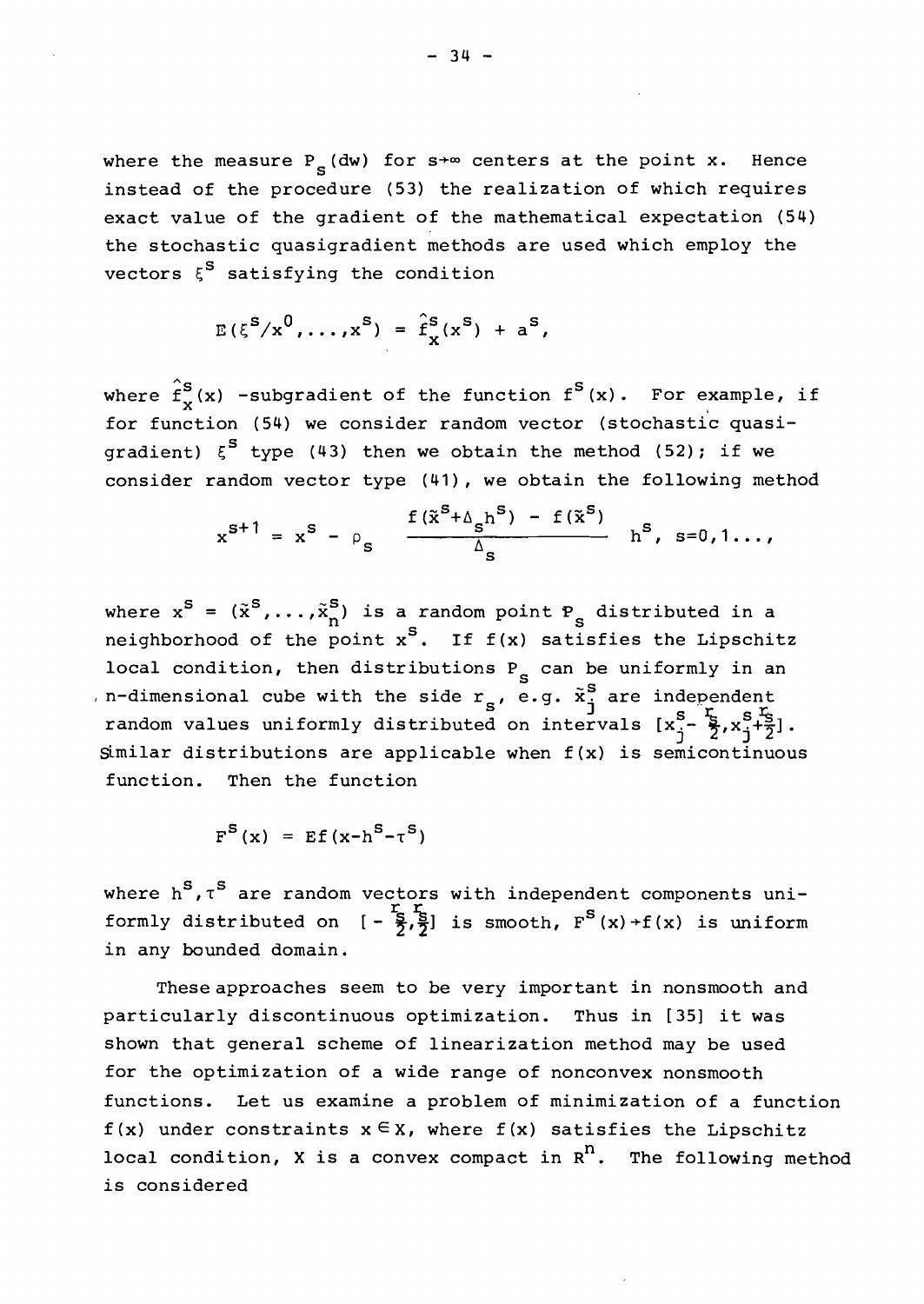where the measure $P_s(dw)$ for $s \to \infty$ centers at the point x. Hence instead of the procedure (53) the realization of which requires exact value of the gradient of the mathematical expectation (54) the stochastic quasigradient methods are used which employ the vectors $\xi^s$ satisfying the condition

$$E(\xi^s/x^0,\ldots,x^s) = \hat{f}_x^s(x^s) + a^s,$$

where $\hat{f}_x^s(x)$ -subgradient of the function $f^s(x)$. For example, if for function (54) we consider random vector (stochastic quasigradient) $\xi^s$ type (43) then we obtain the method (52); if we consider random vector type (41), we obtain the following method

$$x^{s+1} = x^s - \rho_s \frac{f(\tilde{x}^s + \Delta_s h^s) - f(\tilde{x}^s)}{\Delta_s} h^s, \ s=0,1\ldots,$$

where $x^s = (\tilde{x}_1^s,\ldots,\tilde{x}_n^s)$ is a random point $P_s$ distributed in a neighborhood of the point $x^s$. If f(x) satisfies the Lipschitz local condition, then distributions $P_s$ can be uniformly in an n-dimensional cube with the side $r_s$, e.g. $\tilde{x}_j^s$ are independent random values uniformly distributed on intervals $[x_j^s - \frac{r_s}{2}, x_j^s + \frac{r_s}{2}]$. Similar distributions are applicable when f(x) is semicontinuous function. Then the function

$$F^s(x) = Ef(x-h^s-\tau^s)$$

where $h^s, \tau^s$ are random vectors with independent components uniformly distributed on $[-\frac{r_s}{2}, \frac{r_s}{2}]$ is smooth, $F^s(x) \to f(x)$ is uniform in any bounded domain.

These approaches seem to be very important in nonsmooth and particularly discontinuous optimization. Thus in [35] it was shown that general scheme of linearization method may be used for the optimization of a wide range of nonconvex nonsmooth functions. Let us examine a problem of minimization of a function f(x) under constraints $x \in X$, where f(x) satisfies the Lipschitz local condition, X is a convex compact in $R^n$. The following method is considered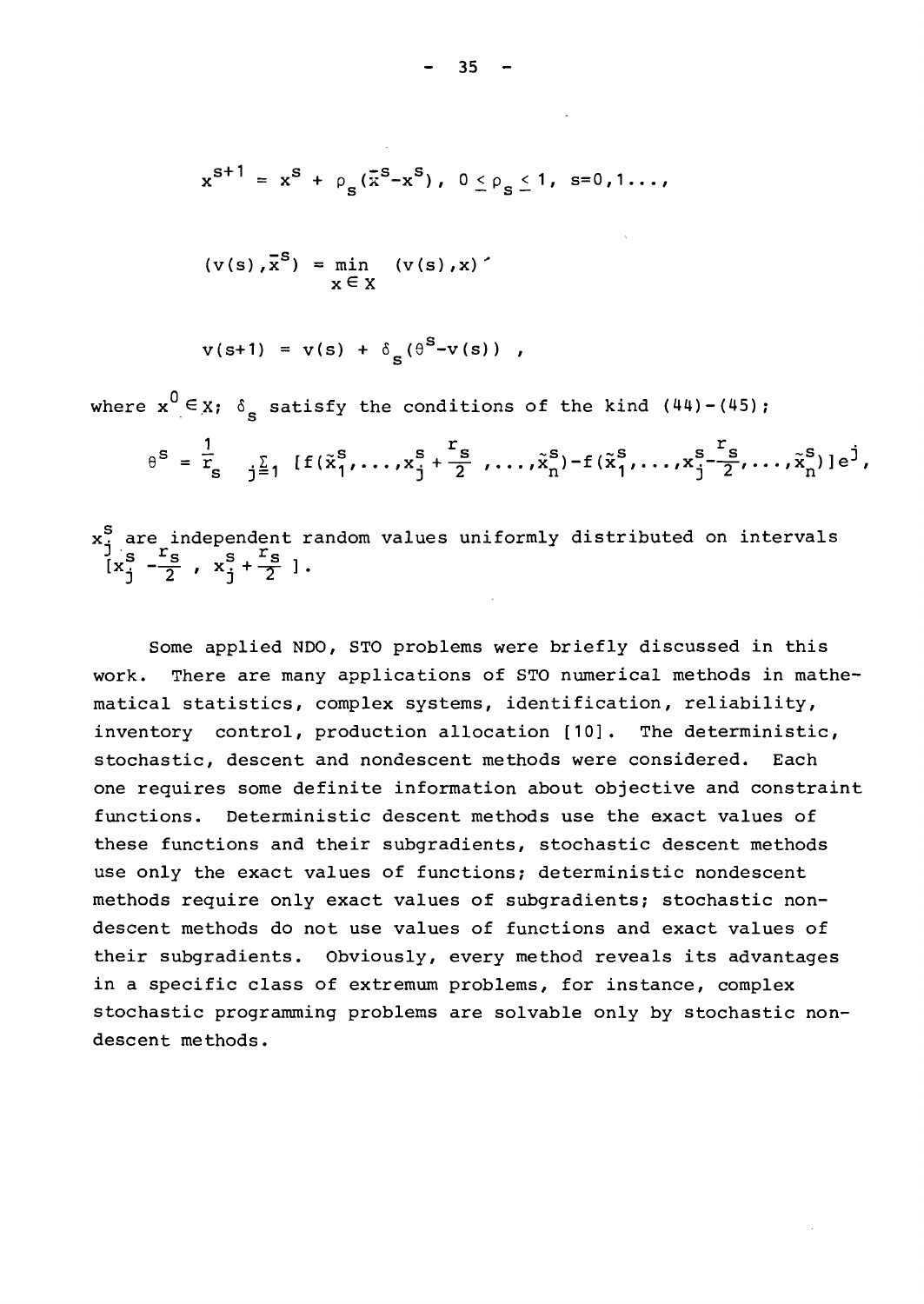$$x^{s+1} = x^s + \rho_s(\bar{x}^s - x^s),\ 0 \le \rho_s \le 1,\ s=0,1\ldots,$$

$$(v(s), \bar{x}^s) = \min_{x \in X} (v(s), x)$$

$$v(s+1) = v(s) + \delta_s(\theta^s - v(s)),$$

where $x^0 \in X$; $\delta_s$ satisfy the conditions of the kind (44)-(45);

$$\theta^s = \frac{1}{r_s} \sum_{j=1} [f(\tilde{x}_1^s, \ldots, x_j^s + \frac{r_s}{2}, \ldots, \tilde{x}_n^s) - f(\tilde{x}_1^s, \ldots, x_j^s - \frac{r_s}{2}, \ldots, \tilde{x}_n^s)] e^j,$$

$x_j^s$ are independent random values uniformly distributed on intervals $[x_j^s - \frac{r_s}{2},\ x_j^s + \frac{r_s}{2}]$.

Some applied NDO, STO problems were briefly discussed in this work. There are many applications of STO numerical methods in mathematical statistics, complex systems, identification, reliability, inventory control, production allocation [10]. The deterministic, stochastic, descent and nondescent methods were considered. Each one requires some definite information about objective and constraint functions. Deterministic descent methods use the exact values of these functions and their subgradients, stochastic descent methods use only the exact values of functions; deterministic nondescent methods require only exact values of subgradients; stochastic nondescent methods do not use values of functions and exact values of their subgradients. Obviously, every method reveals its advantages in a specific class of extremum problems, for instance, complex stochastic programming problems are solvable only by stochastic nondescent methods.